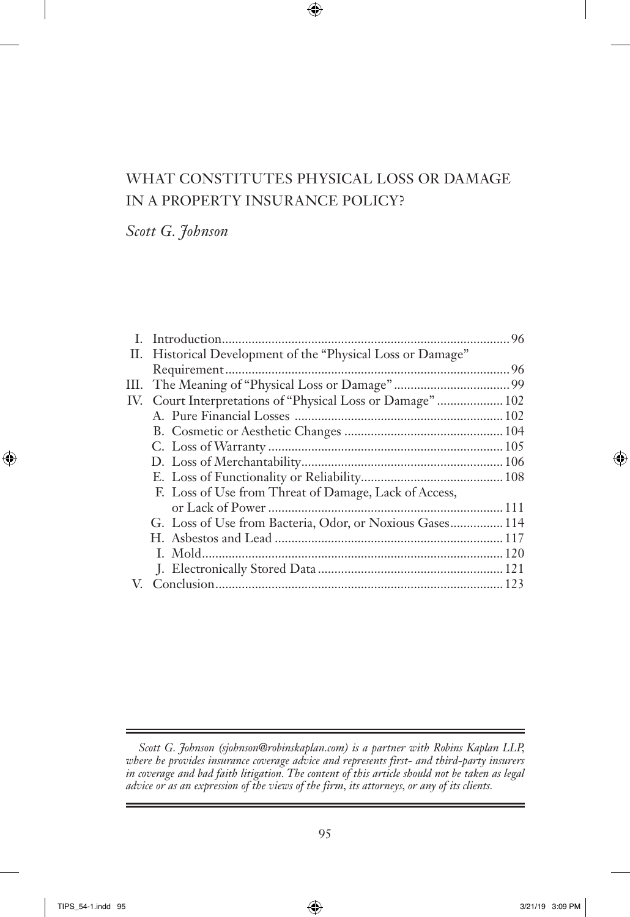# WHAT CONSTITUTES PHYSICAL LOSS OR DAMAGE IN A PROPERTY INSURANCE POLICY?

*Scott G. Johnson*

I. Introduction......................................................................................96

II. Historical Development of the "Physical Loss or Damage" Requirement......................................................................................96

III. The Meaning of "Physical Loss or Damage"...................................99

IV. Court Interpretations of "Physical Loss or Damage"....................102

- A. Pure Financial Losses ..............................................................102
- B. Cosmetic or Aesthetic Changes ................................................104
- C. Loss of Warranty ......................................................................105
- D. Loss of Merchantability............................................................106
- E. Loss of Functionality or Reliability..........................................108
- F. Loss of Use from Threat of Damage, Lack of Access, or Lack of Power ......................................................................111
- G. Loss of Use from Bacteria, Odor, or Noxious Gases................114
- H. Asbestos and Lead ....................................................................117
- I. Mold..........................................................................................120
- J. Electronically Stored Data ........................................................121

V. Conclusion......................................................................................123

---

*Scott G. Johnson (sjohnson@robinskaplan.com) is a partner with Robins Kaplan LLP, where he provides insurance coverage advice and represents first- and third-party insurers in coverage and bad faith litigation. The content of this article should not be taken as legal advice or as an expression of the views of the firm, its attorneys, or any of its clients.*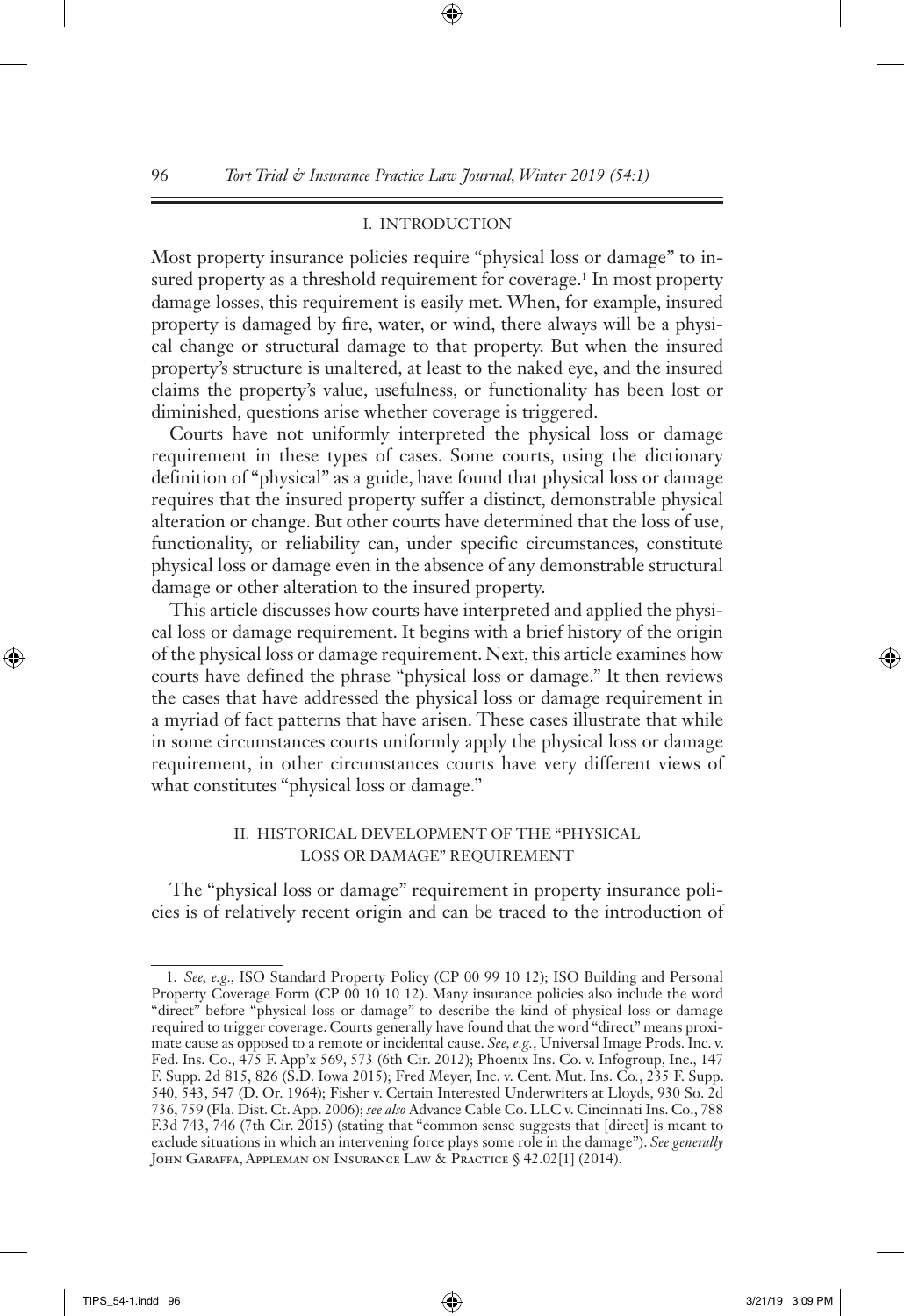## I. INTRODUCTION

Most property insurance policies require "physical loss or damage" to insured property as a threshold requirement for coverage.[1] In most property damage losses, this requirement is easily met. When, for example, insured property is damaged by fire, water, or wind, there always will be a physical change or structural damage to that property. But when the insured property's structure is unaltered, at least to the naked eye, and the insured claims the property's value, usefulness, or functionality has been lost or diminished, questions arise whether coverage is triggered.

Courts have not uniformly interpreted the physical loss or damage requirement in these types of cases. Some courts, using the dictionary definition of "physical" as a guide, have found that physical loss or damage requires that the insured property suffer a distinct, demonstrable physical alteration or change. But other courts have determined that the loss of use, functionality, or reliability can, under specific circumstances, constitute physical loss or damage even in the absence of any demonstrable structural damage or other alteration to the insured property.

This article discusses how courts have interpreted and applied the physical loss or damage requirement. It begins with a brief history of the origin of the physical loss or damage requirement. Next, this article examines how courts have defined the phrase "physical loss or damage." It then reviews the cases that have addressed the physical loss or damage requirement in a myriad of fact patterns that have arisen. These cases illustrate that while in some circumstances courts uniformly apply the physical loss or damage requirement, in other circumstances courts have very different views of what constitutes "physical loss or damage."

## II. HISTORICAL DEVELOPMENT OF THE "PHYSICAL LOSS OR DAMAGE" REQUIREMENT

The "physical loss or damage" requirement in property insurance policies is of relatively recent origin and can be traced to the introduction of

---

1. *See, e.g.*, ISO Standard Property Policy (CP 00 99 10 12); ISO Building and Personal Property Coverage Form (CP 00 10 10 12). Many insurance policies also include the word "direct" before "physical loss or damage" to describe the kind of physical loss or damage required to trigger coverage. Courts generally have found that the word "direct" means proximate cause as opposed to a remote or incidental cause. *See, e.g.*, Universal Image Prods. Inc. v. Fed. Ins. Co., 475 F. App'x 569, 573 (6th Cir. 2012); Phoenix Ins. Co. v. Infogroup, Inc., 147 F. Supp. 2d 815, 826 (S.D. Iowa 2015); Fred Meyer, Inc. v. Cent. Mut. Ins. Co., 235 F. Supp. 540, 543, 547 (D. Or. 1964); Fisher v. Certain Interested Underwriters at Lloyds, 930 So. 2d 736, 759 (Fla. Dist. Ct. App. 2006); *see also* Advance Cable Co. LLC v. Cincinnati Ins. Co., 788 F.3d 743, 746 (7th Cir. 2015) (stating that "common sense suggests that [direct] is meant to exclude situations in which an intervening force plays some role in the damage"). *See generally* John Garaffa, Appleman on Insurance Law & Practice § 42.02[1] (2014).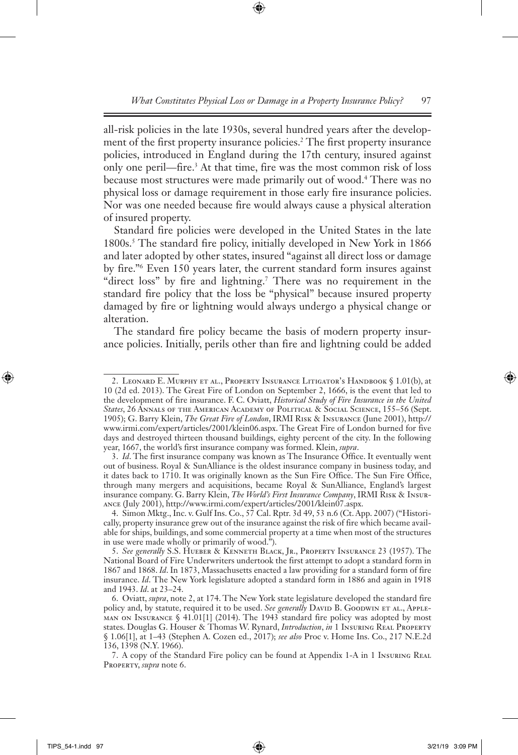all-risk policies in the late 1930s, several hundred years after the development of the first property insurance policies.[2] The first property insurance policies, introduced in England during the 17th century, insured against only one peril—fire.[3] At that time, fire was the most common risk of loss because most structures were made primarily out of wood.[4] There was no physical loss or damage requirement in those early fire insurance policies. Nor was one needed because fire would always cause a physical alteration of insured property.

Standard fire policies were developed in the United States in the late 1800s.[5] The standard fire policy, initially developed in New York in 1866 and later adopted by other states, insured "against all direct loss or damage by fire."[6] Even 150 years later, the current standard form insures against "direct loss" by fire and lightning.[7] There was no requirement in the standard fire policy that the loss be "physical" because insured property damaged by fire or lightning would always undergo a physical change or alteration.

The standard fire policy became the basis of modern property insurance policies. Initially, perils other than fire and lightning could be added

---

2. Leonard E. Murphy et al., Property Insurance Litigator's Handbook § 1.01(b), at 10 (2d ed. 2013). The Great Fire of London on September 2, 1666, is the event that led to the development of fire insurance. F. C. Oviatt, *Historical Study of Fire Insurance in the United States*, 26 Annals of the American Academy of Political & Social Science, 155–56 (Sept. 1905); G. Barry Klein, *The Great Fire of London*, IRMI Risk & Insurance (June 2001), http://www.irmi.com/expert/articles/2001/klein06.aspx. The Great Fire of London burned for five days and destroyed thirteen thousand buildings, eighty percent of the city. In the following year, 1667, the world's first insurance company was formed. Klein, *supra*.

3. *Id*. The first insurance company was known as The Insurance Office. It eventually went out of business. Royal & SunAlliance is the oldest insurance company in business today, and it dates back to 1710. It was originally known as the Sun Fire Office. The Sun Fire Office, through many mergers and acquisitions, became Royal & SunAlliance, England's largest insurance company. G. Barry Klein, *The World's First Insurance Company*, IRMI Risk & Insurance (July 2001), http://www.irmi.com/expert/articles/2001/klein07.aspx.

4. Simon Mktg., Inc. v. Gulf Ins. Co., 57 Cal. Rptr. 3d 49, 53 n.6 (Ct. App. 2007) ("Historically, property insurance grew out of the insurance against the risk of fire which became available for ships, buildings, and some commercial property at a time when most of the structures in use were made wholly or primarily of wood.").

5. *See generally* S.S. Hueber & Kenneth Black, Jr., Property Insurance 23 (1957). The National Board of Fire Underwriters undertook the first attempt to adopt a standard form in 1867 and 1868. *Id*. In 1873, Massachusetts enacted a law providing for a standard form of fire insurance. *Id*. The New York legislature adopted a standard form in 1886 and again in 1918 and 1943. *Id*. at 23–24.

6. Oviatt, *supra*, note 2, at 174. The New York state legislature developed the standard fire policy and, by statute, required it to be used. *See generally* David B. Goodwin et al., Appleman on Insurance § 41.01[1] (2014). The 1943 standard fire policy was adopted by most states. Douglas G. Houser & Thomas W. Rynard, *Introduction*, *in* 1 Insuring Real Property § 1.06[1], at 1–43 (Stephen A. Cozen ed., 2017); *see also* Proc v. Home Ins. Co., 217 N.E.2d 136, 1398 (N.Y. 1966).

7. A copy of the Standard Fire policy can be found at Appendix 1-A in 1 Insuring Real Property, *supra* note 6.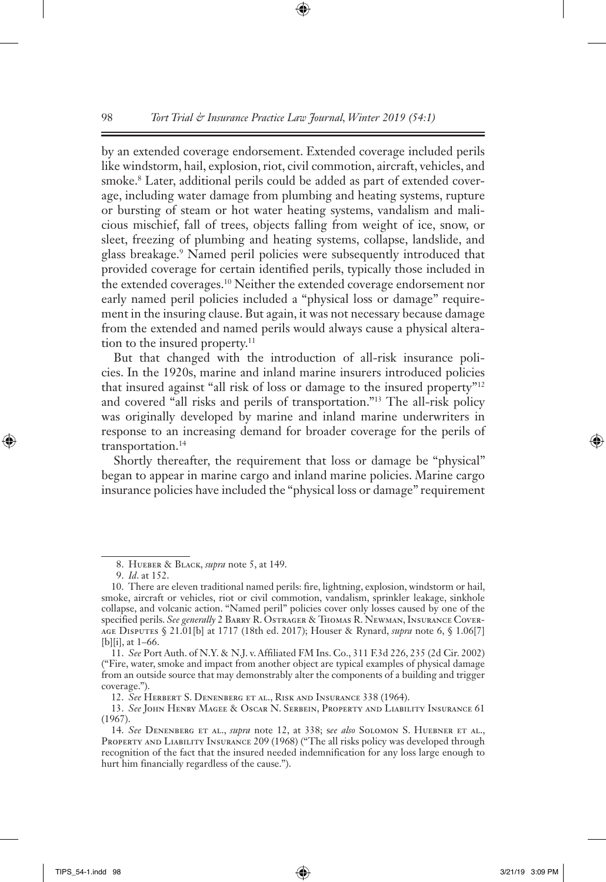by an extended coverage endorsement. Extended coverage included perils like windstorm, hail, explosion, riot, civil commotion, aircraft, vehicles, and smoke.[8] Later, additional perils could be added as part of extended coverage, including water damage from plumbing and heating systems, rupture or bursting of steam or hot water heating systems, vandalism and malicious mischief, fall of trees, objects falling from weight of ice, snow, or sleet, freezing of plumbing and heating systems, collapse, landslide, and glass breakage.[9] Named peril policies were subsequently introduced that provided coverage for certain identified perils, typically those included in the extended coverages.[10] Neither the extended coverage endorsement nor early named peril policies included a "physical loss or damage" requirement in the insuring clause. But again, it was not necessary because damage from the extended and named perils would always cause a physical alteration to the insured property.[11]

But that changed with the introduction of all-risk insurance policies. In the 1920s, marine and inland marine insurers introduced policies that insured against "all risk of loss or damage to the insured property"[12] and covered "all risks and perils of transportation."[13] The all-risk policy was originally developed by marine and inland marine underwriters in response to an increasing demand for broader coverage for the perils of transportation.[14]

Shortly thereafter, the requirement that loss or damage be "physical" began to appear in marine cargo and inland marine policies. Marine cargo insurance policies have included the "physical loss or damage" requirement

---

8. Hueber & Black, *supra* note 5, at 149.

9. *Id.* at 152.

10. There are eleven traditional named perils: fire, lightning, explosion, windstorm or hail, smoke, aircraft or vehicles, riot or civil commotion, vandalism, sprinkler leakage, sinkhole collapse, and volcanic action. "Named peril" policies cover only losses caused by one of the specified perils. *See generally* 2 Barry R. Ostrager & Thomas R. Newman, Insurance Coverage Disputes § 21.01[b] at 1717 (18th ed. 2017); Houser & Rynard, *supra* note 6, § 1.06[7][b][i], at 1–66.

11. *See* Port Auth. of N.Y. & N.J. v. Affiliated FM Ins. Co., 311 F.3d 226, 235 (2d Cir. 2002) ("Fire, water, smoke and impact from another object are typical examples of physical damage from an outside source that may demonstrably alter the components of a building and trigger coverage.").

12. *See* Herbert S. Denenberg et al., Risk and Insurance 338 (1964).

13. *See* John Henry Magee & Oscar N. Serbein, Property and Liability Insurance 61 (1967).

14. *See* Denenberg et al., *supra* note 12, at 338; *see also* Solomon S. Huebner et al., Property and Liability Insurance 209 (1968) ("The all risks policy was developed through recognition of the fact that the insured needed indemnification for any loss large enough to hurt him financially regardless of the cause.").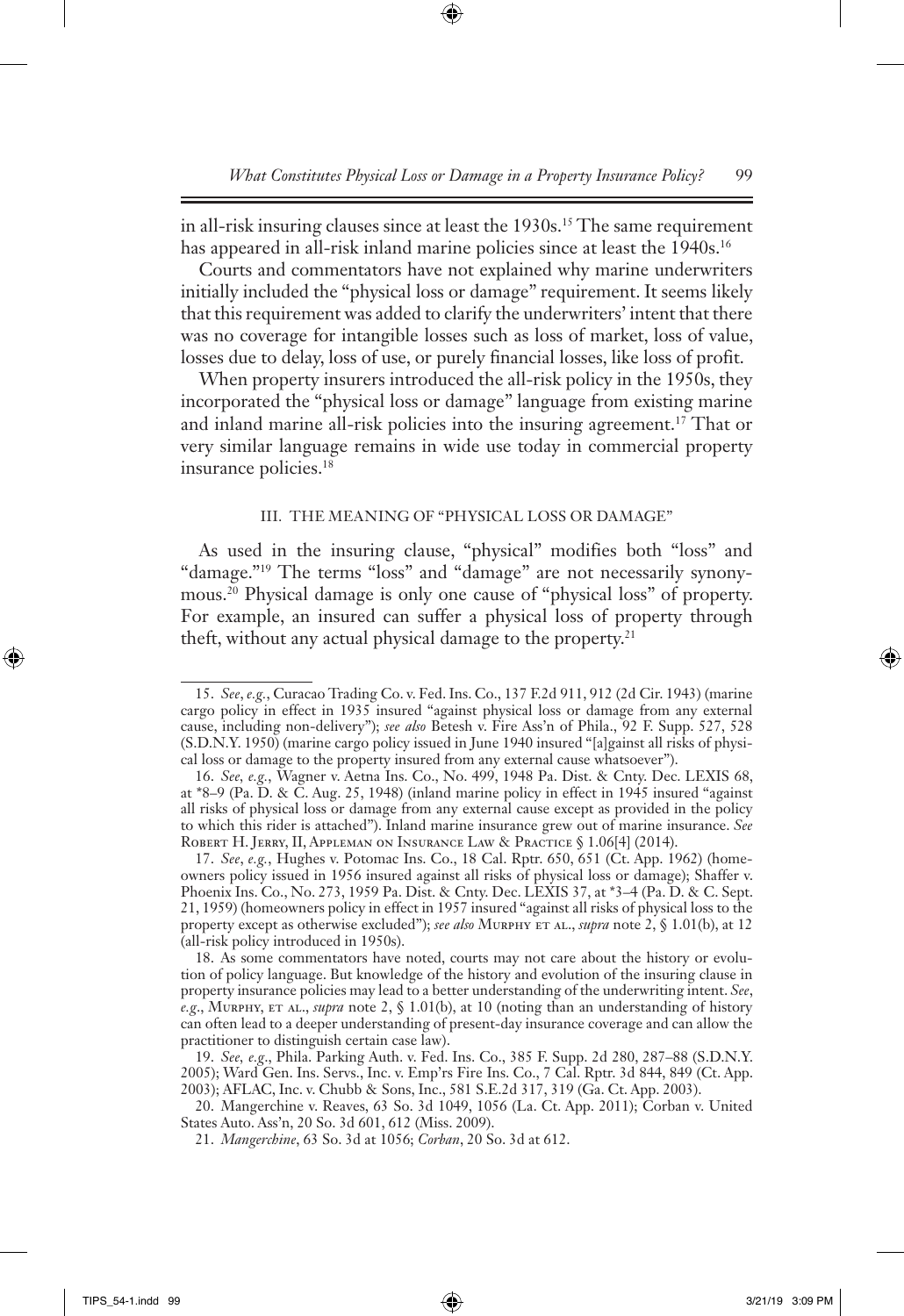in all-risk insuring clauses since at least the 1930s.[15] The same requirement has appeared in all-risk inland marine policies since at least the 1940s.[16]

Courts and commentators have not explained why marine underwriters initially included the "physical loss or damage" requirement. It seems likely that this requirement was added to clarify the underwriters' intent that there was no coverage for intangible losses such as loss of market, loss of value, losses due to delay, loss of use, or purely financial losses, like loss of profit.

When property insurers introduced the all-risk policy in the 1950s, they incorporated the "physical loss or damage" language from existing marine and inland marine all-risk policies into the insuring agreement.[17] That or very similar language remains in wide use today in commercial property insurance policies.[18]

## III. THE MEANING OF "PHYSICAL LOSS OR DAMAGE"

As used in the insuring clause, "physical" modifies both "loss" and "damage."[19] The terms "loss" and "damage" are not necessarily synonymous.[20] Physical damage is only one cause of "physical loss" of property. For example, an insured can suffer a physical loss of property through theft, without any actual physical damage to the property.[21]

---

15. *See*, *e.g.*, Curacao Trading Co. v. Fed. Ins. Co., 137 F.2d 911, 912 (2d Cir. 1943) (marine cargo policy in effect in 1935 insured "against physical loss or damage from any external cause, including non-delivery"); *see also* Betesh v. Fire Ass'n of Phila., 92 F. Supp. 527, 528 (S.D.N.Y. 1950) (marine cargo policy issued in June 1940 insured "[a]gainst all risks of physical loss or damage to the property insured from any external cause whatsoever").

16. *See*, *e.g.*, Wagner v. Aetna Ins. Co., No. 499, 1948 Pa. Dist. & Cnty. Dec. LEXIS 68, at *8–9 (Pa. D. & C. Aug. 25, 1948) (inland marine policy in effect in 1945 insured "against all risks of physical loss or damage from any external cause except as provided in the policy to which this rider is attached"). Inland marine insurance grew out of marine insurance. *See* Robert H. Jerry, II, Appleman on Insurance Law & Practice § 1.06[4] (2014).

17. *See*, *e.g.*, Hughes v. Potomac Ins. Co., 18 Cal. Rptr. 650, 651 (Ct. App. 1962) (homeowners policy issued in 1956 insured against all risks of physical loss or damage); Shaffer v. Phoenix Ins. Co., No. 273, 1959 Pa. Dist. & Cnty. Dec. LEXIS 37, at *3–4 (Pa. D. & C. Sept. 21, 1959) (homeowners policy in effect in 1957 insured "against all risks of physical loss to the property except as otherwise excluded"); *see also* Murphy et al., *supra* note 2, § 1.01(b), at 12 (all-risk policy introduced in 1950s).

18. As some commentators have noted, courts may not care about the history or evolution of policy language. But knowledge of the history and evolution of the insuring clause in property insurance policies may lead to a better understanding of the underwriting intent. *See*, *e.g.*, Murphy, et al., *supra* note 2, § 1.01(b), at 10 (noting than an understanding of history can often lead to a deeper understanding of present-day insurance coverage and can allow the practitioner to distinguish certain case law).

19. *See*, *e.g.*, Phila. Parking Auth. v. Fed. Ins. Co., 385 F. Supp. 2d 280, 287–88 (S.D.N.Y. 2005); Ward Gen. Ins. Servs., Inc. v. Emp'rs Fire Ins. Co., 7 Cal. Rptr. 3d 844, 849 (Ct. App. 2003); AFLAC, Inc. v. Chubb & Sons, Inc., 581 S.E.2d 317, 319 (Ga. Ct. App. 2003).

20. Mangerchine v. Reaves, 63 So. 3d 1049, 1056 (La. Ct. App. 2011); Corban v. United States Auto. Ass'n, 20 So. 3d 601, 612 (Miss. 2009).

21. *Mangerchine*, 63 So. 3d at 1056; *Corban*, 20 So. 3d at 612.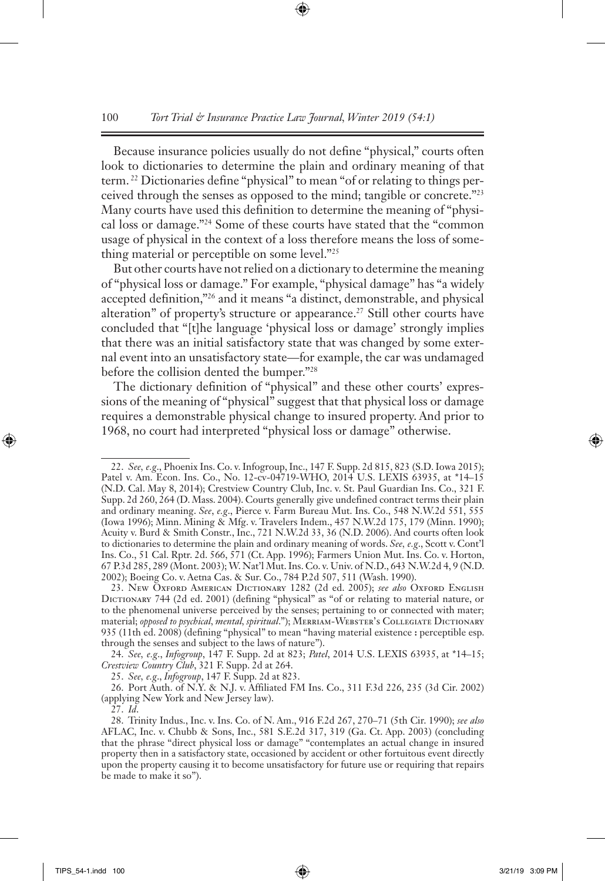Because insurance policies usually do not define "physical," courts often look to dictionaries to determine the plain and ordinary meaning of that term.[22] Dictionaries define "physical" to mean "of or relating to things perceived through the senses as opposed to the mind; tangible or concrete."[23] Many courts have used this definition to determine the meaning of "physical loss or damage."[24] Some of these courts have stated that the "common usage of physical in the context of a loss therefore means the loss of something material or perceptible on some level."[25]

But other courts have not relied on a dictionary to determine the meaning of "physical loss or damage." For example, "physical damage" has "a widely accepted definition,"[26] and it means "a distinct, demonstrable, and physical alteration" of property's structure or appearance.[27] Still other courts have concluded that "[t]he language 'physical loss or damage' strongly implies that there was an initial satisfactory state that was changed by some external event into an unsatisfactory state—for example, the car was undamaged before the collision dented the bumper."[28]

The dictionary definition of "physical" and these other courts' expressions of the meaning of "physical" suggest that that physical loss or damage requires a demonstrable physical change to insured property. And prior to 1968, no court had interpreted "physical loss or damage" otherwise.

---

22. *See, e.g.*, Phoenix Ins. Co. v. Infogroup, Inc., 147 F. Supp. 2d 815, 823 (S.D. Iowa 2015); Patel v. Am. Econ. Ins. Co., No. 12-cv-04719-WHO, 2014 U.S. LEXIS 63935, at *14–15 (N.D. Cal. May 8, 2014); Crestview Country Club, Inc. v. St. Paul Guardian Ins. Co., 321 F. Supp. 2d 260, 264 (D. Mass. 2004). Courts generally give undefined contract terms their plain and ordinary meaning. *See, e.g.*, Pierce v. Farm Bureau Mut. Ins. Co., 548 N.W.2d 551, 555 (Iowa 1996); Minn. Mining & Mfg. v. Travelers Indem., 457 N.W.2d 175, 179 (Minn. 1990); Acuity v. Burd & Smith Constr., Inc., 721 N.W.2d 33, 36 (N.D. 2006). And courts often look to dictionaries to determine the plain and ordinary meaning of words. *See, e.g.*, Scott v. Cont'l Ins. Co., 51 Cal. Rptr. 2d. 566, 571 (Ct. App. 1996); Farmers Union Mut. Ins. Co. v. Horton, 67 P.3d 285, 289 (Mont. 2003); W. Nat'l Mut. Ins. Co. v. Univ. of N.D., 643 N.W.2d 4, 9 (N.D. 2002); Boeing Co. v. Aetna Cas. & Sur. Co., 784 P.2d 507, 511 (Wash. 1990).

23. New Oxford American Dictionary 1282 (2d ed. 2005); *see also* Oxford English Dictionary 744 (2d ed. 2001) (defining "physical" as "of or relating to material nature, or to the phenomenal universe perceived by the senses; pertaining to or connected with mater; material; *opposed to psychical, mental, spiritual*."); Merriam-Webster's Collegiate Dictionary 935 (11th ed. 2008) (defining "physical" to mean "having material existence **:** perceptible esp. through the senses and subject to the laws of nature").

24. *See, e.g.*, *Infogroup*, 147 F. Supp. 2d at 823; *Patel*, 2014 U.S. LEXIS 63935, at *14–15; *Crestview Country Club*, 321 F. Supp. 2d at 264.

25. *See, e.g.*, *Infogroup*, 147 F. Supp. 2d at 823.

26. Port Auth. of N.Y. & N.J. v. Affiliated FM Ins. Co., 311 F.3d 226, 235 (3d Cir. 2002) (applying New York and New Jersey law).

27. *Id*.

28. Trinity Indus., Inc. v. Ins. Co. of N. Am., 916 F.2d 267, 270–71 (5th Cir. 1990); *see also* AFLAC, Inc. v. Chubb & Sons, Inc., 581 S.E.2d 317, 319 (Ga. Ct. App. 2003) (concluding that the phrase "direct physical loss or damage" "contemplates an actual change in insured property then in a satisfactory state, occasioned by accident or other fortuitous event directly upon the property causing it to become unsatisfactory for future use or requiring that repairs be made to make it so").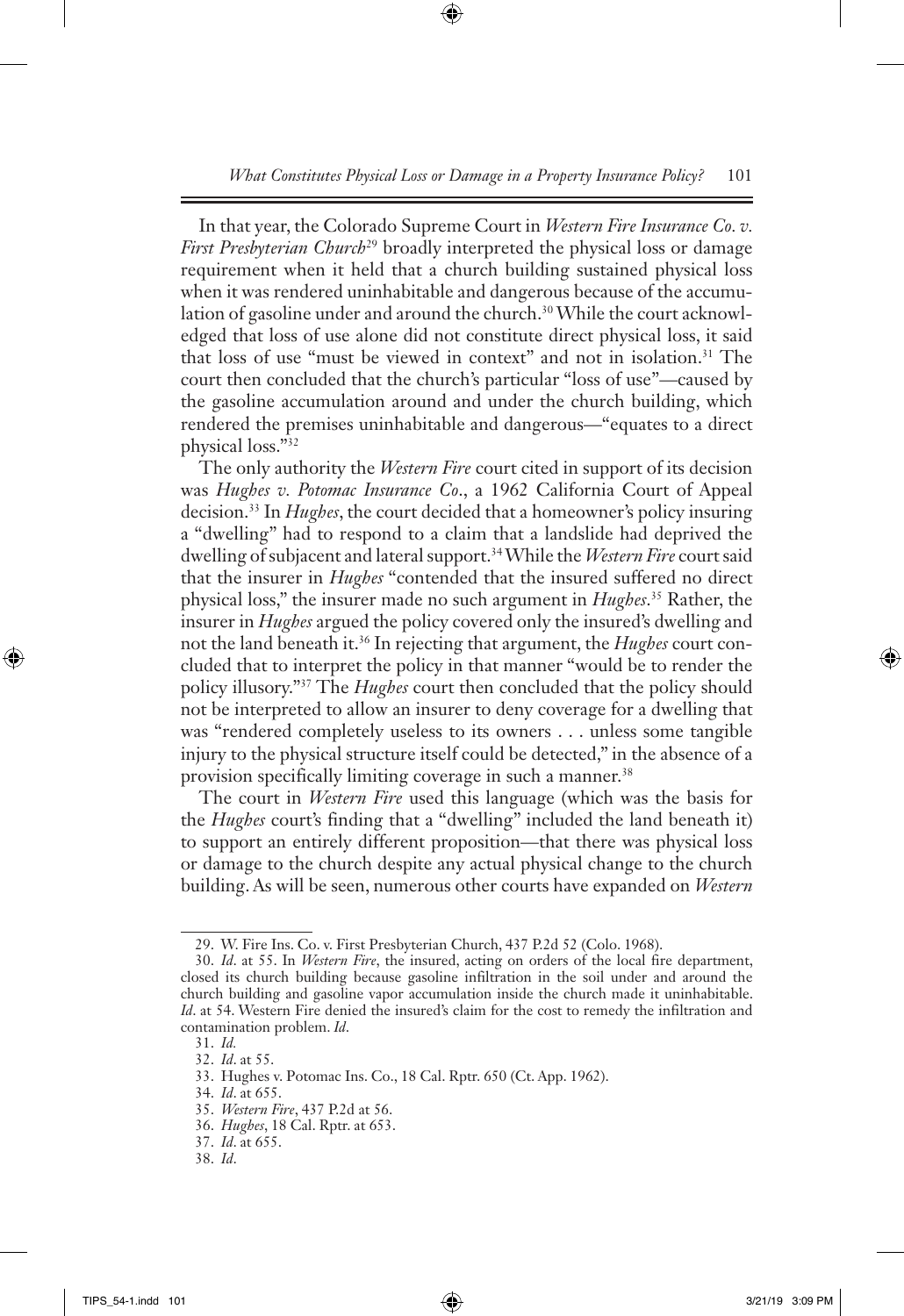In that year, the Colorado Supreme Court in *Western Fire Insurance Co. v. First Presbyterian Church*[29] broadly interpreted the physical loss or damage requirement when it held that a church building sustained physical loss when it was rendered uninhabitable and dangerous because of the accumulation of gasoline under and around the church.[30] While the court acknowledged that loss of use alone did not constitute direct physical loss, it said that loss of use "must be viewed in context" and not in isolation.[31] The court then concluded that the church's particular "loss of use"—caused by the gasoline accumulation around and under the church building, which rendered the premises uninhabitable and dangerous—"equates to a direct physical loss."[32]

The only authority the *Western Fire* court cited in support of its decision was *Hughes v. Potomac Insurance Co.*, a 1962 California Court of Appeal decision.[33] In *Hughes*, the court decided that a homeowner's policy insuring a "dwelling" had to respond to a claim that a landslide had deprived the dwelling of subjacent and lateral support.[34] While the *Western Fire* court said that the insurer in *Hughes* "contended that the insured suffered no direct physical loss," the insurer made no such argument in *Hughes*.[35] Rather, the insurer in *Hughes* argued the policy covered only the insured's dwelling and not the land beneath it.[36] In rejecting that argument, the *Hughes* court concluded that to interpret the policy in that manner "would be to render the policy illusory."[37] The *Hughes* court then concluded that the policy should not be interpreted to allow an insurer to deny coverage for a dwelling that was "rendered completely useless to its owners . . . unless some tangible injury to the physical structure itself could be detected," in the absence of a provision specifically limiting coverage in such a manner.[38]

The court in *Western Fire* used this language (which was the basis for the *Hughes* court's finding that a "dwelling" included the land beneath it) to support an entirely different proposition—that there was physical loss or damage to the church despite any actual physical change to the church building. As will be seen, numerous other courts have expanded on *Western*

---

29. W. Fire Ins. Co. v. First Presbyterian Church, 437 P.2d 52 (Colo. 1968).

30. *Id*. at 55. In *Western Fire*, the insured, acting on orders of the local fire department, closed its church building because gasoline infiltration in the soil under and around the church building and gasoline vapor accumulation inside the church made it uninhabitable. *Id*. at 54. Western Fire denied the insured's claim for the cost to remedy the infiltration and contamination problem. *Id*.

31. *Id.*

32. *Id*. at 55.

33. Hughes v. Potomac Ins. Co., 18 Cal. Rptr. 650 (Ct. App. 1962).

34. *Id*. at 655.

35. *Western Fire*, 437 P.2d at 56.

36. *Hughes*, 18 Cal. Rptr. at 653.

37. *Id*. at 655.

38. *Id*.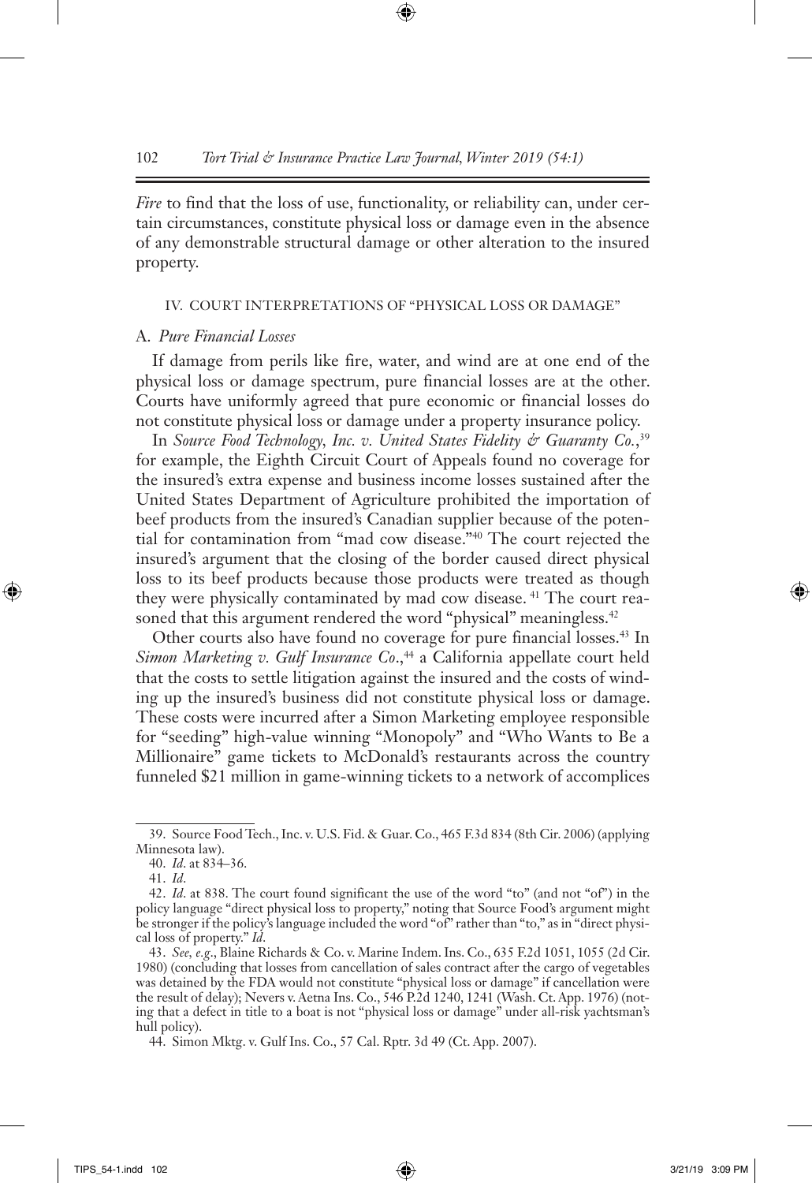*Fire* to find that the loss of use, functionality, or reliability can, under certain circumstances, constitute physical loss or damage even in the absence of any demonstrable structural damage or other alteration to the insured property.

## IV. COURT INTERPRETATIONS OF "PHYSICAL LOSS OR DAMAGE"

### A. *Pure Financial Losses*

If damage from perils like fire, water, and wind are at one end of the physical loss or damage spectrum, pure financial losses are at the other. Courts have uniformly agreed that pure economic or financial losses do not constitute physical loss or damage under a property insurance policy.

In *Source Food Technology, Inc. v. United States Fidelity & Guaranty Co.*,[39] for example, the Eighth Circuit Court of Appeals found no coverage for the insured's extra expense and business income losses sustained after the United States Department of Agriculture prohibited the importation of beef products from the insured's Canadian supplier because of the potential for contamination from "mad cow disease."[40] The court rejected the insured's argument that the closing of the border caused direct physical loss to its beef products because those products were treated as though they were physically contaminated by mad cow disease.[41] The court reasoned that this argument rendered the word "physical" meaningless.[42]

Other courts also have found no coverage for pure financial losses.[43] In *Simon Marketing v. Gulf Insurance Co*.,[44] a California appellate court held that the costs to settle litigation against the insured and the costs of winding up the insured's business did not constitute physical loss or damage. These costs were incurred after a Simon Marketing employee responsible for "seeding" high-value winning "Monopoly" and "Who Wants to Be a Millionaire" game tickets to McDonald's restaurants across the country funneled $21 million in game-winning tickets to a network of accomplices

---

39. Source Food Tech., Inc. v. U.S. Fid. & Guar. Co., 465 F.3d 834 (8th Cir. 2006) (applying Minnesota law).

40. *Id*. at 834–36.

41. *Id*.

42. *Id*. at 838. The court found significant the use of the word "to" (and not "of") in the policy language "direct physical loss to property," noting that Source Food's argument might be stronger if the policy's language included the word "of" rather than "to," as in "direct physical loss of property." *Id*.

43. *See, e.g*., Blaine Richards & Co. v. Marine Indem. Ins. Co., 635 F.2d 1051, 1055 (2d Cir. 1980) (concluding that losses from cancellation of sales contract after the cargo of vegetables was detained by the FDA would not constitute "physical loss or damage" if cancellation were the result of delay); Nevers v. Aetna Ins. Co., 546 P.2d 1240, 1241 (Wash. Ct. App. 1976) (noting that a defect in title to a boat is not "physical loss or damage" under all-risk yachtsman's hull policy).

44. Simon Mktg. v. Gulf Ins. Co., 57 Cal. Rptr. 3d 49 (Ct. App. 2007).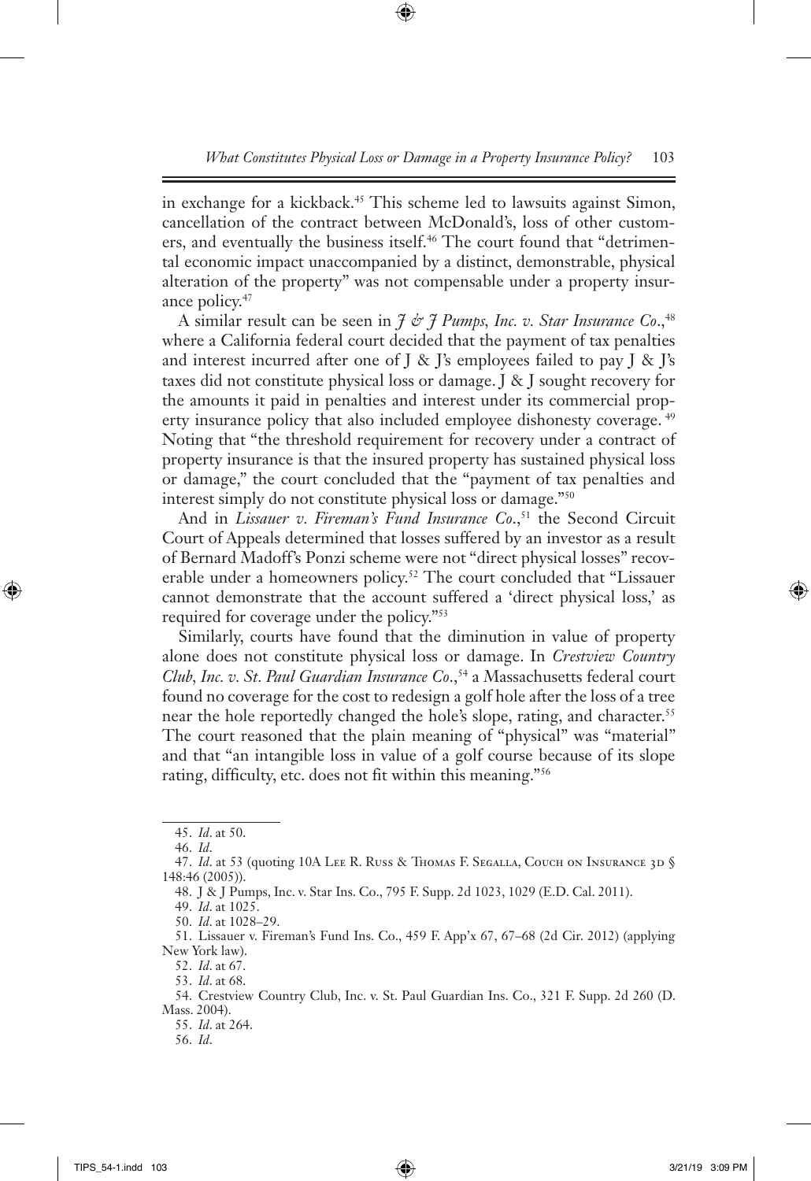in exchange for a kickback.[45] This scheme led to lawsuits against Simon, cancellation of the contract between McDonald's, loss of other customers, and eventually the business itself.[46] The court found that "detrimental economic impact unaccompanied by a distinct, demonstrable, physical alteration of the property" was not compensable under a property insurance policy.[47]

A similar result can be seen in *J & J Pumps, Inc. v. Star Insurance Co.*,[48] where a California federal court decided that the payment of tax penalties and interest incurred after one of J & J's employees failed to pay J & J's taxes did not constitute physical loss or damage. J & J sought recovery for the amounts it paid in penalties and interest under its commercial property insurance policy that also included employee dishonesty coverage.[49] Noting that "the threshold requirement for recovery under a contract of property insurance is that the insured property has sustained physical loss or damage," the court concluded that the "payment of tax penalties and interest simply do not constitute physical loss or damage."[50]

And in *Lissauer v. Fireman's Fund Insurance Co.*,[51] the Second Circuit Court of Appeals determined that losses suffered by an investor as a result of Bernard Madoff's Ponzi scheme were not "direct physical losses" recoverable under a homeowners policy.[52] The court concluded that "Lissauer cannot demonstrate that the account suffered a 'direct physical loss,' as required for coverage under the policy."[53]

Similarly, courts have found that the diminution in value of property alone does not constitute physical loss or damage. In *Crestview Country Club, Inc. v. St. Paul Guardian Insurance Co.*,[54] a Massachusetts federal court found no coverage for the cost to redesign a golf hole after the loss of a tree near the hole reportedly changed the hole's slope, rating, and character.[55] The court reasoned that the plain meaning of "physical" was "material" and that "an intangible loss in value of a golf course because of its slope rating, difficulty, etc. does not fit within this meaning."[56]

---

45. *Id.* at 50.

46. *Id.*

47. *Id.* at 53 (quoting 10A Lee R. Russ & Thomas F. Segalla, Couch on Insurance 3d § 148:46 (2005)).

48. J & J Pumps, Inc. v. Star Ins. Co., 795 F. Supp. 2d 1023, 1029 (E.D. Cal. 2011).

49. *Id.* at 1025.

50. *Id.* at 1028–29.

51. Lissauer v. Fireman's Fund Ins. Co., 459 F. App'x 67, 67–68 (2d Cir. 2012) (applying New York law).

52. *Id.* at 67.

53. *Id.* at 68.

54. Crestview Country Club, Inc. v. St. Paul Guardian Ins. Co., 321 F. Supp. 2d 260 (D. Mass. 2004).

55. *Id.* at 264.

56. *Id.*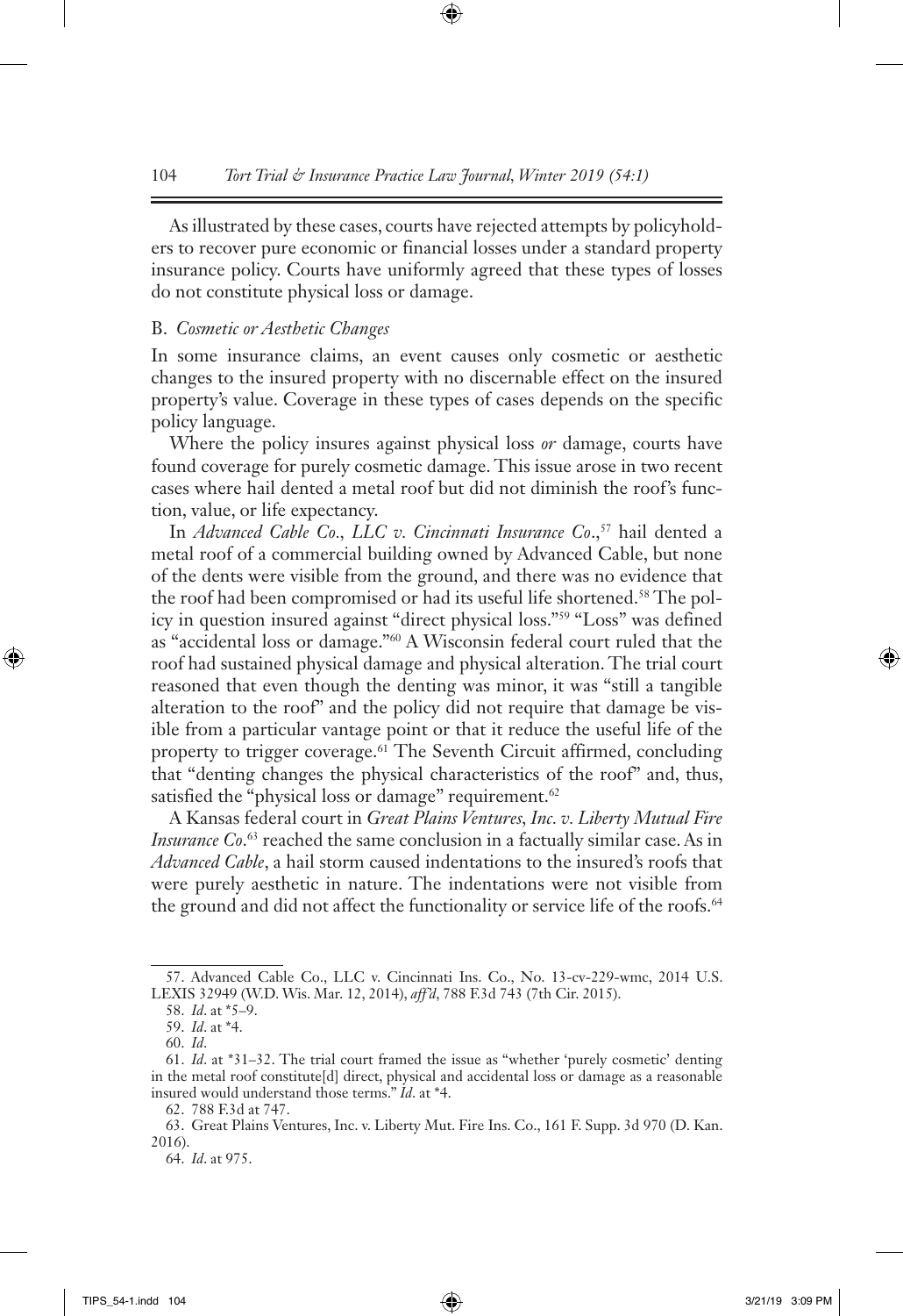As illustrated by these cases, courts have rejected attempts by policyholders to recover pure economic or financial losses under a standard property insurance policy. Courts have uniformly agreed that these types of losses do not constitute physical loss or damage.

### B. *Cosmetic or Aesthetic Changes*

In some insurance claims, an event causes only cosmetic or aesthetic changes to the insured property with no discernable effect on the insured property's value. Coverage in these types of cases depends on the specific policy language.

Where the policy insures against physical loss *or* damage, courts have found coverage for purely cosmetic damage. This issue arose in two recent cases where hail dented a metal roof but did not diminish the roof's function, value, or life expectancy.

In *Advanced Cable Co., LLC v. Cincinnati Insurance Co.*,[57] hail dented a metal roof of a commercial building owned by Advanced Cable, but none of the dents were visible from the ground, and there was no evidence that the roof had been compromised or had its useful life shortened.[58] The policy in question insured against "direct physical loss."[59] "Loss" was defined as "accidental loss or damage."[60] A Wisconsin federal court ruled that the roof had sustained physical damage and physical alteration. The trial court reasoned that even though the denting was minor, it was "still a tangible alteration to the roof" and the policy did not require that damage be visible from a particular vantage point or that it reduce the useful life of the property to trigger coverage.[61] The Seventh Circuit affirmed, concluding that "denting changes the physical characteristics of the roof" and, thus, satisfied the "physical loss or damage" requirement.[62]

A Kansas federal court in *Great Plains Ventures, Inc. v. Liberty Mutual Fire Insurance Co.*[63] reached the same conclusion in a factually similar case. As in *Advanced Cable*, a hail storm caused indentations to the insured's roofs that were purely aesthetic in nature. The indentations were not visible from the ground and did not affect the functionality or service life of the roofs.[64]

---

57. Advanced Cable Co., LLC v. Cincinnati Ins. Co., No. 13-cv-229-wmc, 2014 U.S. LEXIS 32949 (W.D. Wis. Mar. 12, 2014), *aff'd*, 788 F.3d 743 (7th Cir. 2015).

58. *Id*. at *5–9.

59. *Id*. at *4.

60. *Id*.

61. *Id*. at *31–32. The trial court framed the issue as "whether 'purely cosmetic' denting in the metal roof constitute[d] direct, physical and accidental loss or damage as a reasonable insured would understand those terms." *Id*. at *4.

62. 788 F.3d at 747.

63. Great Plains Ventures, Inc. v. Liberty Mut. Fire Ins. Co., 161 F. Supp. 3d 970 (D. Kan. 2016).

64. *Id*. at 975.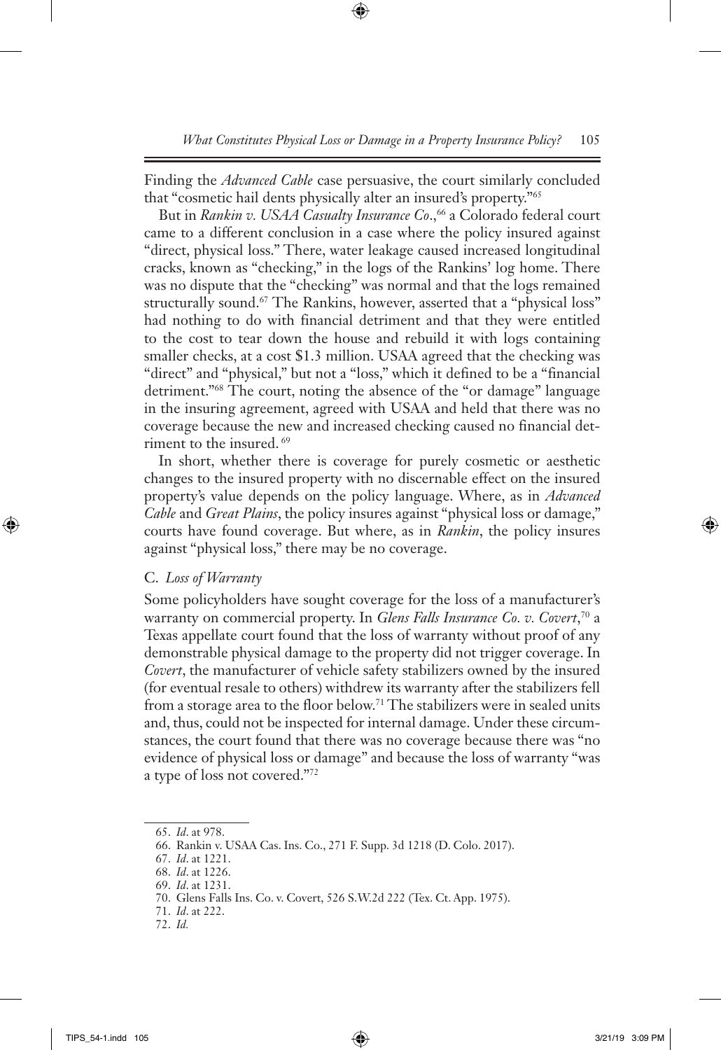Finding the *Advanced Cable* case persuasive, the court similarly concluded that "cosmetic hail dents physically alter an insured's property."[65]

But in *Rankin v. USAA Casualty Insurance Co*.,[66] a Colorado federal court came to a different conclusion in a case where the policy insured against "direct, physical loss." There, water leakage caused increased longitudinal cracks, known as "checking," in the logs of the Rankins' log home. There was no dispute that the "checking" was normal and that the logs remained structurally sound.[67] The Rankins, however, asserted that a "physical loss" had nothing to do with financial detriment and that they were entitled to the cost to tear down the house and rebuild it with logs containing smaller checks, at a cost $1.3 million. USAA agreed that the checking was "direct" and "physical," but not a "loss," which it defined to be a "financial detriment."[68] The court, noting the absence of the "or damage" language in the insuring agreement, agreed with USAA and held that there was no coverage because the new and increased checking caused no financial detriment to the insured.[69]

In short, whether there is coverage for purely cosmetic or aesthetic changes to the insured property with no discernable effect on the insured property's value depends on the policy language. Where, as in *Advanced Cable* and *Great Plains*, the policy insures against "physical loss or damage," courts have found coverage. But where, as in *Rankin*, the policy insures against "physical loss," there may be no coverage.

### C. *Loss of Warranty*

Some policyholders have sought coverage for the loss of a manufacturer's warranty on commercial property. In *Glens Falls Insurance Co. v. Covert*,[70] a Texas appellate court found that the loss of warranty without proof of any demonstrable physical damage to the property did not trigger coverage. In *Covert*, the manufacturer of vehicle safety stabilizers owned by the insured (for eventual resale to others) withdrew its warranty after the stabilizers fell from a storage area to the floor below.[71] The stabilizers were in sealed units and, thus, could not be inspected for internal damage. Under these circumstances, the court found that there was no coverage because there was "no evidence of physical loss or damage" and because the loss of warranty "was a type of loss not covered."[72]

---

65. *Id*. at 978.

66. Rankin v. USAA Cas. Ins. Co., 271 F. Supp. 3d 1218 (D. Colo. 2017).

67. *Id*. at 1221.

68. *Id*. at 1226.

69. *Id*. at 1231.

70. Glens Falls Ins. Co. v. Covert, 526 S.W.2d 222 (Tex. Ct. App. 1975).

71. *Id*. at 222.

72. *Id.*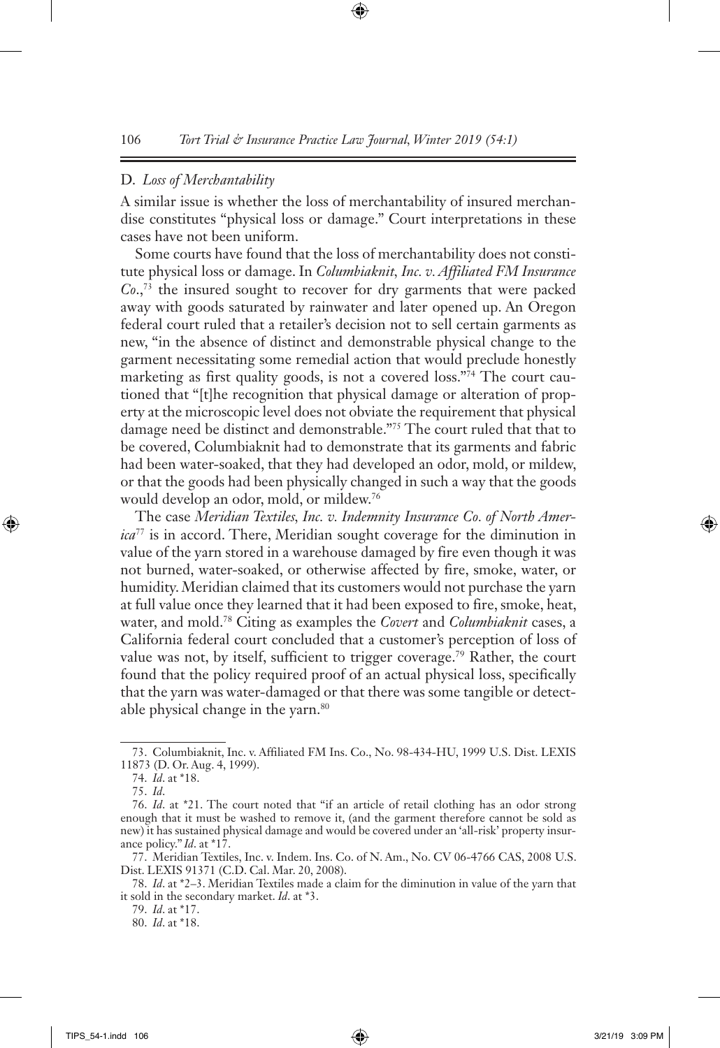### D. *Loss of Merchantability*

A similar issue is whether the loss of merchantability of insured merchandise constitutes "physical loss or damage." Court interpretations in these cases have not been uniform.

Some courts have found that the loss of merchantability does not constitute physical loss or damage. In *Columbiaknit, Inc. v. Affiliated FM Insurance Co.*,[73] the insured sought to recover for dry garments that were packed away with goods saturated by rainwater and later opened up. An Oregon federal court ruled that a retailer's decision not to sell certain garments as new, "in the absence of distinct and demonstrable physical change to the garment necessitating some remedial action that would preclude honestly marketing as first quality goods, is not a covered loss."[74] The court cautioned that "[t]he recognition that physical damage or alteration of property at the microscopic level does not obviate the requirement that physical damage need be distinct and demonstrable."[75] The court ruled that that to be covered, Columbiaknit had to demonstrate that its garments and fabric had been water-soaked, that they had developed an odor, mold, or mildew, or that the goods had been physically changed in such a way that the goods would develop an odor, mold, or mildew.[76]

The case *Meridian Textiles, Inc. v. Indemnity Insurance Co. of North America*[77] is in accord. There, Meridian sought coverage for the diminution in value of the yarn stored in a warehouse damaged by fire even though it was not burned, water-soaked, or otherwise affected by fire, smoke, water, or humidity. Meridian claimed that its customers would not purchase the yarn at full value once they learned that it had been exposed to fire, smoke, heat, water, and mold.[78] Citing as examples the *Covert* and *Columbiaknit* cases, a California federal court concluded that a customer's perception of loss of value was not, by itself, sufficient to trigger coverage.[79] Rather, the court found that the policy required proof of an actual physical loss, specifically that the yarn was water-damaged or that there was some tangible or detectable physical change in the yarn.[80]

---

73. Columbiaknit, Inc. v. Affiliated FM Ins. Co., No. 98-434-HU, 1999 U.S. Dist. LEXIS 11873 (D. Or. Aug. 4, 1999).

74. *Id.* at *18.

75. *Id.*

76. *Id.* at *21. The court noted that "if an article of retail clothing has an odor strong enough that it must be washed to remove it, (and the garment therefore cannot be sold as new) it has sustained physical damage and would be covered under an 'all-risk' property insurance policy." *Id.* at *17.

77. Meridian Textiles, Inc. v. Indem. Ins. Co. of N. Am., No. CV 06-4766 CAS, 2008 U.S. Dist. LEXIS 91371 (C.D. Cal. Mar. 20, 2008).

78. *Id.* at *2–3. Meridian Textiles made a claim for the diminution in value of the yarn that it sold in the secondary market. *Id.* at *3.

79. *Id.* at *17.

80. *Id.* at *18.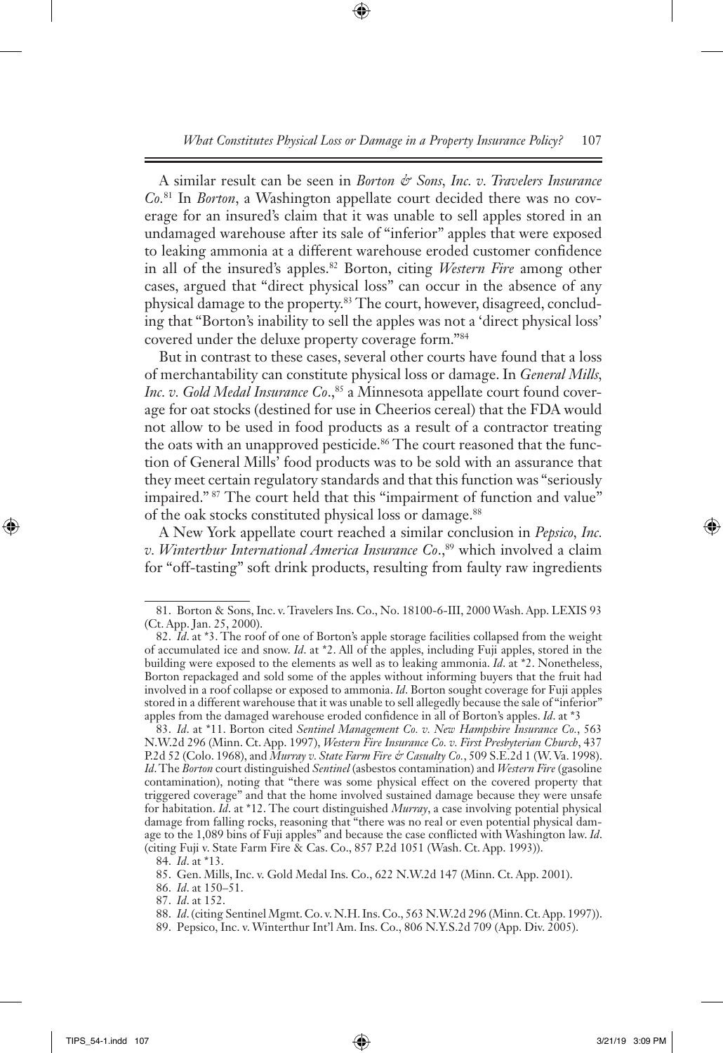A similar result can be seen in *Borton & Sons, Inc. v. Travelers Insurance Co.*[81] In *Borton*, a Washington appellate court decided there was no coverage for an insured's claim that it was unable to sell apples stored in an undamaged warehouse after its sale of "inferior" apples that were exposed to leaking ammonia at a different warehouse eroded customer confidence in all of the insured's apples.[82] Borton, citing *Western Fire* among other cases, argued that "direct physical loss" can occur in the absence of any physical damage to the property.[83] The court, however, disagreed, concluding that "Borton's inability to sell the apples was not a 'direct physical loss' covered under the deluxe property coverage form."[84]

But in contrast to these cases, several other courts have found that a loss of merchantability can constitute physical loss or damage. In *General Mills, Inc. v. Gold Medal Insurance Co.*,[85] a Minnesota appellate court found coverage for oat stocks (destined for use in Cheerios cereal) that the FDA would not allow to be used in food products as a result of a contractor treating the oats with an unapproved pesticide.[86] The court reasoned that the function of General Mills' food products was to be sold with an assurance that they meet certain regulatory standards and that this function was "seriously impaired."[87] The court held that this "impairment of function and value" of the oak stocks constituted physical loss or damage.[88]

A New York appellate court reached a similar conclusion in *Pepsico, Inc. v. Winterthur International America Insurance Co.*,[89] which involved a claim for "off-tasting" soft drink products, resulting from faulty raw ingredients

---

81. Borton & Sons, Inc. v. Travelers Ins. Co., No. 18100-6-III, 2000 Wash. App. LEXIS 93 (Ct. App. Jan. 25, 2000).

82. *Id.* at \*3. The roof of one of Borton's apple storage facilities collapsed from the weight of accumulated ice and snow. *Id.* at \*2. All of the apples, including Fuji apples, stored in the building were exposed to the elements as well as to leaking ammonia. *Id.* at \*2. Nonetheless, Borton repackaged and sold some of the apples without informing buyers that the fruit had involved in a roof collapse or exposed to ammonia. *Id.* Borton sought coverage for Fuji apples stored in a different warehouse that it was unable to sell allegedly because the sale of "inferior" apples from the damaged warehouse eroded confidence in all of Borton's apples. *Id.* at \*3

83. *Id.* at \*11. Borton cited *Sentinel Management Co. v. New Hampshire Insurance Co.*, 563 N.W.2d 296 (Minn. Ct. App. 1997), *Western Fire Insurance Co. v. First Presbyterian Church*, 437 P.2d 52 (Colo. 1968), and *Murray v. State Farm Fire & Casualty Co.*, 509 S.E.2d 1 (W. Va. 1998). *Id.* The *Borton* court distinguished *Sentinel* (asbestos contamination) and *Western Fire* (gasoline contamination), noting that "there was some physical effect on the covered property that triggered coverage" and that the home involved sustained damage because they were unsafe for habitation. *Id.* at \*12. The court distinguished *Murray*, a case involving potential physical damage from falling rocks, reasoning that "there was no real or even potential physical damage to the 1,089 bins of Fuji apples" and because the case conflicted with Washington law. *Id.* (citing Fuji v. State Farm Fire & Cas. Co., 857 P.2d 1051 (Wash. Ct. App. 1993)).

84. *Id.* at \*13.

85. Gen. Mills, Inc. v. Gold Medal Ins. Co., 622 N.W.2d 147 (Minn. Ct. App. 2001).

86. *Id.* at 150–51.

87. *Id.* at 152.

88. *Id.* (citing Sentinel Mgmt. Co. v. N.H. Ins. Co., 563 N.W.2d 296 (Minn. Ct. App. 1997)).

89. Pepsico, Inc. v. Winterthur Int'l Am. Ins. Co., 806 N.Y.S.2d 709 (App. Div. 2005).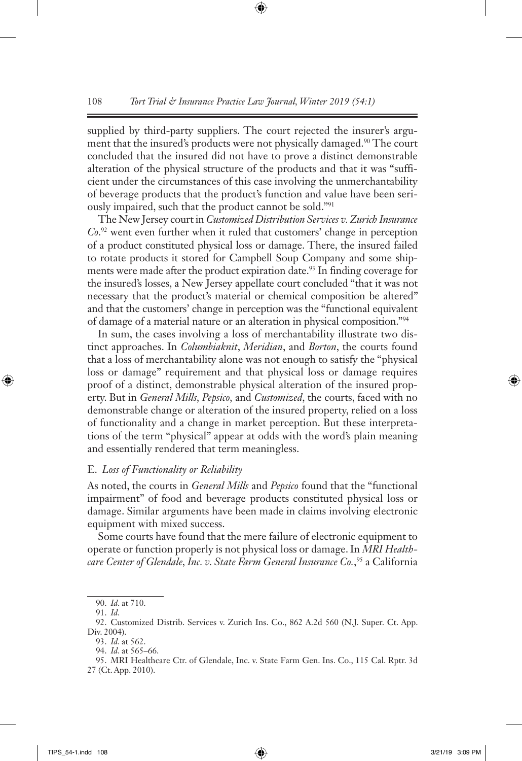supplied by third-party suppliers. The court rejected the insurer's argument that the insured's products were not physically damaged.[90] The court concluded that the insured did not have to prove a distinct demonstrable alteration of the physical structure of the products and that it was "sufficient under the circumstances of this case involving the unmerchantability of beverage products that the product's function and value have been seriously impaired, such that the product cannot be sold."[91]

The New Jersey court in *Customized Distribution Services v. Zurich Insurance Co*.[92] went even further when it ruled that customers' change in perception of a product constituted physical loss or damage. There, the insured failed to rotate products it stored for Campbell Soup Company and some shipments were made after the product expiration date.[93] In finding coverage for the insured's losses, a New Jersey appellate court concluded "that it was not necessary that the product's material or chemical composition be altered" and that the customers' change in perception was the "functional equivalent of damage of a material nature or an alteration in physical composition."[94]

In sum, the cases involving a loss of merchantability illustrate two distinct approaches. In *Columbiaknit*, *Meridian*, and *Borton*, the courts found that a loss of merchantability alone was not enough to satisfy the "physical loss or damage" requirement and that physical loss or damage requires proof of a distinct, demonstrable physical alteration of the insured property. But in *General Mills*, *Pepsico*, and *Customized*, the courts, faced with no demonstrable change or alteration of the insured property, relied on a loss of functionality and a change in market perception. But these interpretations of the term "physical" appear at odds with the word's plain meaning and essentially rendered that term meaningless.

### E. *Loss of Functionality or Reliability*

As noted, the courts in *General Mills* and *Pepsico* found that the "functional impairment" of food and beverage products constituted physical loss or damage. Similar arguments have been made in claims involving electronic equipment with mixed success.

Some courts have found that the mere failure of electronic equipment to operate or function properly is not physical loss or damage. In *MRI Healthcare Center of Glendale, Inc. v. State Farm General Insurance Co.*,[95] a California

---

90. *Id*. at 710.

91. *Id*.

92. Customized Distrib. Services v. Zurich Ins. Co., 862 A.2d 560 (N.J. Super. Ct. App. Div. 2004).

93. *Id*. at 562.

94. *Id*. at 565–66.

95. MRI Healthcare Ctr. of Glendale, Inc. v. State Farm Gen. Ins. Co., 115 Cal. Rptr. 3d 27 (Ct. App. 2010).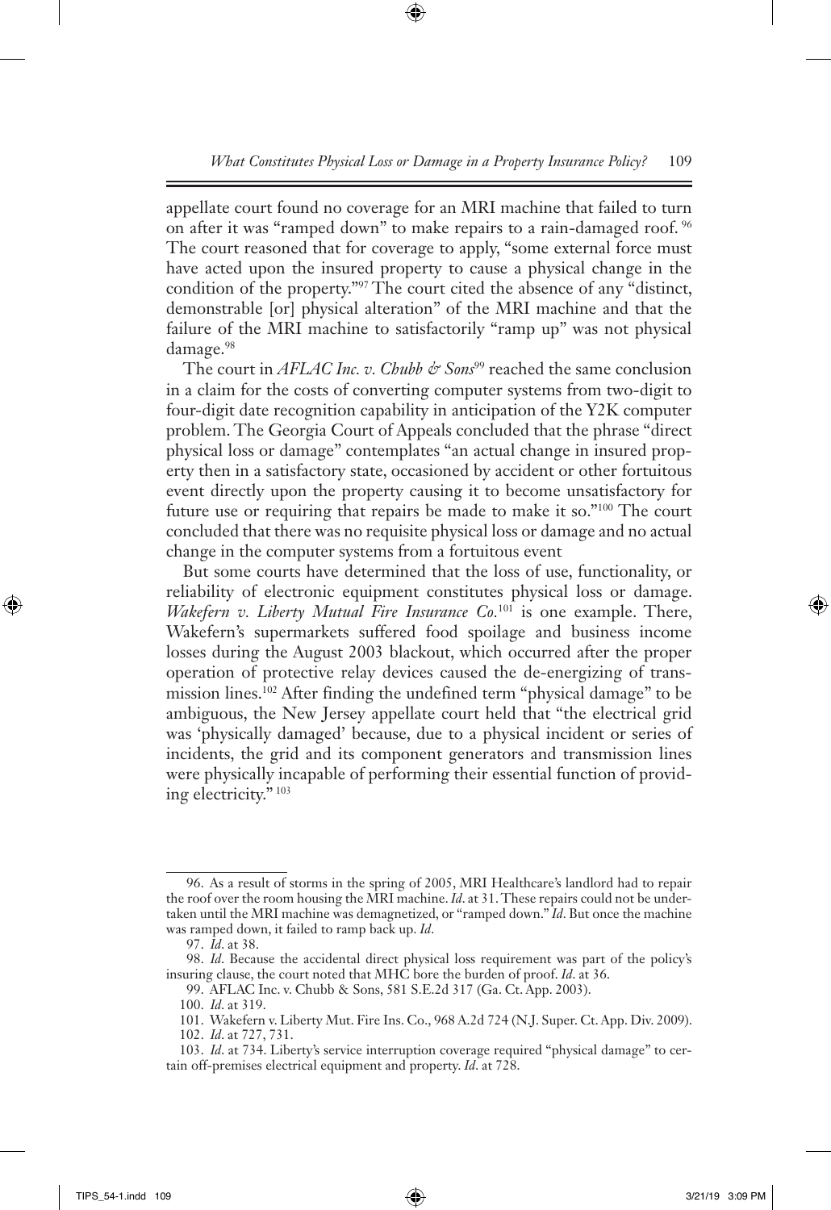appellate court found no coverage for an MRI machine that failed to turn on after it was "ramped down" to make repairs to a rain-damaged roof.[96] The court reasoned that for coverage to apply, "some external force must have acted upon the insured property to cause a physical change in the condition of the property."[97] The court cited the absence of any "distinct, demonstrable [or] physical alteration" of the MRI machine and that the failure of the MRI machine to satisfactorily "ramp up" was not physical damage.[98]

The court in *AFLAC Inc. v. Chubb & Sons*[99] reached the same conclusion in a claim for the costs of converting computer systems from two-digit to four-digit date recognition capability in anticipation of the Y2K computer problem. The Georgia Court of Appeals concluded that the phrase "direct physical loss or damage" contemplates "an actual change in insured property then in a satisfactory state, occasioned by accident or other fortuitous event directly upon the property causing it to become unsatisfactory for future use or requiring that repairs be made to make it so."[100] The court concluded that there was no requisite physical loss or damage and no actual change in the computer systems from a fortuitous event

But some courts have determined that the loss of use, functionality, or reliability of electronic equipment constitutes physical loss or damage. *Wakefern v. Liberty Mutual Fire Insurance Co.*[101] is one example. There, Wakefern's supermarkets suffered food spoilage and business income losses during the August 2003 blackout, which occurred after the proper operation of protective relay devices caused the de-energizing of transmission lines.[102] After finding the undefined term "physical damage" to be ambiguous, the New Jersey appellate court held that "the electrical grid was 'physically damaged' because, due to a physical incident or series of incidents, the grid and its component generators and transmission lines were physically incapable of performing their essential function of providing electricity."[103]

---

96. As a result of storms in the spring of 2005, MRI Healthcare's landlord had to repair the roof over the room housing the MRI machine. *Id*. at 31. These repairs could not be undertaken until the MRI machine was demagnetized, or "ramped down." *Id*. But once the machine was ramped down, it failed to ramp back up. *Id*.

97. *Id*. at 38.

98. *Id*. Because the accidental direct physical loss requirement was part of the policy's insuring clause, the court noted that MHC bore the burden of proof. *Id*. at 36.

99. AFLAC Inc. v. Chubb & Sons, 581 S.E.2d 317 (Ga. Ct. App. 2003).

100. *Id*. at 319.

101. Wakefern v. Liberty Mut. Fire Ins. Co., 968 A.2d 724 (N.J. Super. Ct. App. Div. 2009).

102. *Id*. at 727, 731.

103. *Id*. at 734. Liberty's service interruption coverage required "physical damage" to certain off-premises electrical equipment and property. *Id*. at 728.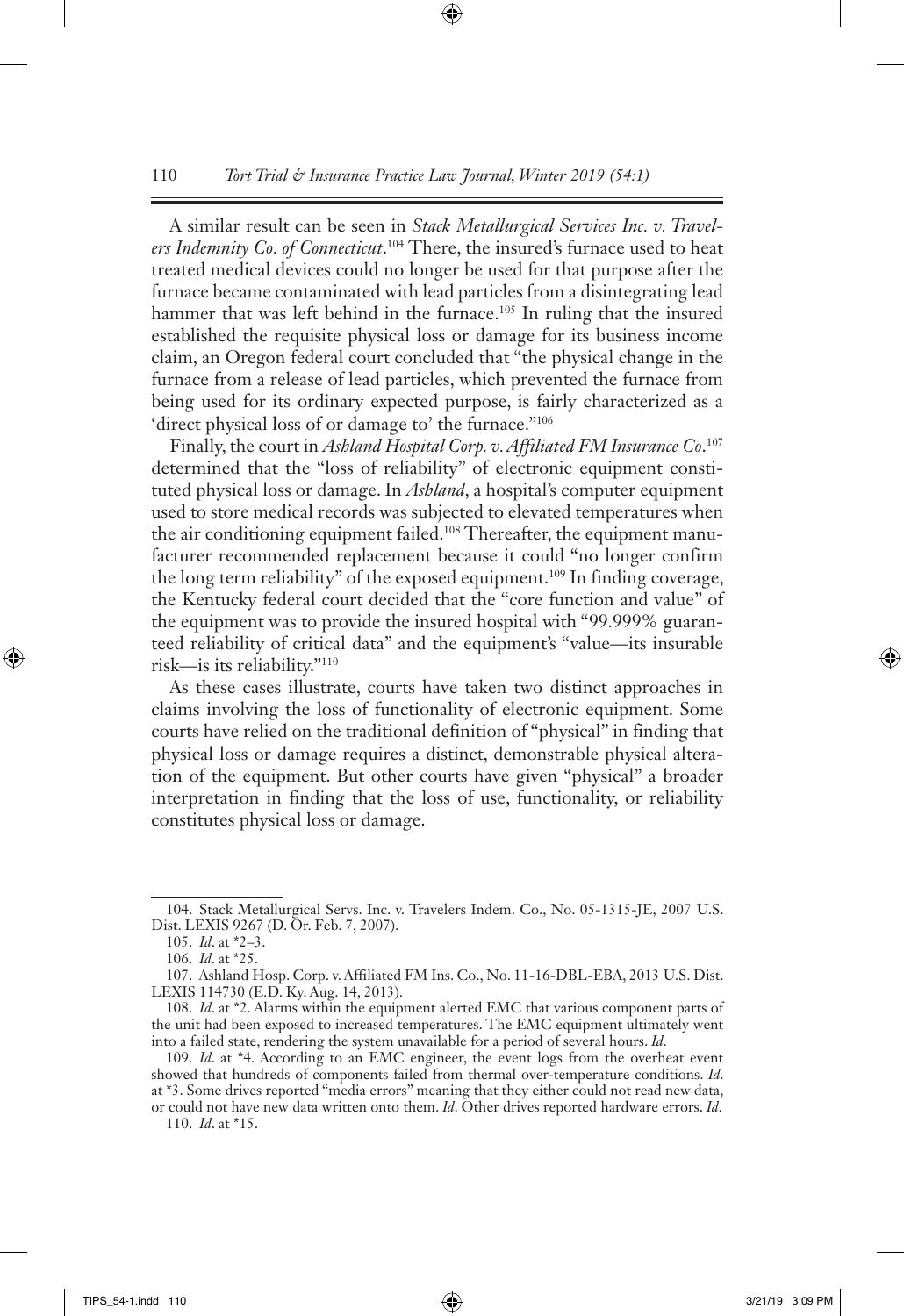A similar result can be seen in *Stack Metallurgical Services Inc. v. Travelers Indemnity Co. of Connecticut*.[104] There, the insured's furnace used to heat treated medical devices could no longer be used for that purpose after the furnace became contaminated with lead particles from a disintegrating lead hammer that was left behind in the furnace.[105] In ruling that the insured established the requisite physical loss or damage for its business income claim, an Oregon federal court concluded that "the physical change in the furnace from a release of lead particles, which prevented the furnace from being used for its ordinary expected purpose, is fairly characterized as a 'direct physical loss of or damage to' the furnace."[106]

Finally, the court in *Ashland Hospital Corp. v. Affiliated FM Insurance Co*.[107] determined that the "loss of reliability" of electronic equipment constituted physical loss or damage. In *Ashland*, a hospital's computer equipment used to store medical records was subjected to elevated temperatures when the air conditioning equipment failed.[108] Thereafter, the equipment manufacturer recommended replacement because it could "no longer confirm the long term reliability" of the exposed equipment.[109] In finding coverage, the Kentucky federal court decided that the "core function and value" of the equipment was to provide the insured hospital with "99.999% guaranteed reliability of critical data" and the equipment's "value—its insurable risk—is its reliability."[110]

As these cases illustrate, courts have taken two distinct approaches in claims involving the loss of functionality of electronic equipment. Some courts have relied on the traditional definition of "physical" in finding that physical loss or damage requires a distinct, demonstrable physical alteration of the equipment. But other courts have given "physical" a broader interpretation in finding that the loss of use, functionality, or reliability constitutes physical loss or damage.

---

104. Stack Metallurgical Servs. Inc. v. Travelers Indem. Co., No. 05-1315-JE, 2007 U.S. Dist. LEXIS 9267 (D. Or. Feb. 7, 2007).

105. *Id*. at *2–3.

106. *Id*. at *25.

107. Ashland Hosp. Corp. v. Affiliated FM Ins. Co., No. 11-16-DBL-EBA, 2013 U.S. Dist. LEXIS 114730 (E.D. Ky. Aug. 14, 2013).

108. *Id*. at *2. Alarms within the equipment alerted EMC that various component parts of the unit had been exposed to increased temperatures. The EMC equipment ultimately went into a failed state, rendering the system unavailable for a period of several hours. *Id*.

109. *Id*. at *4. According to an EMC engineer, the event logs from the overheat event showed that hundreds of components failed from thermal over-temperature conditions. *Id*. at *3. Some drives reported "media errors" meaning that they either could not read new data, or could not have new data written onto them. *Id*. Other drives reported hardware errors. *Id*.

110. *Id*. at *15.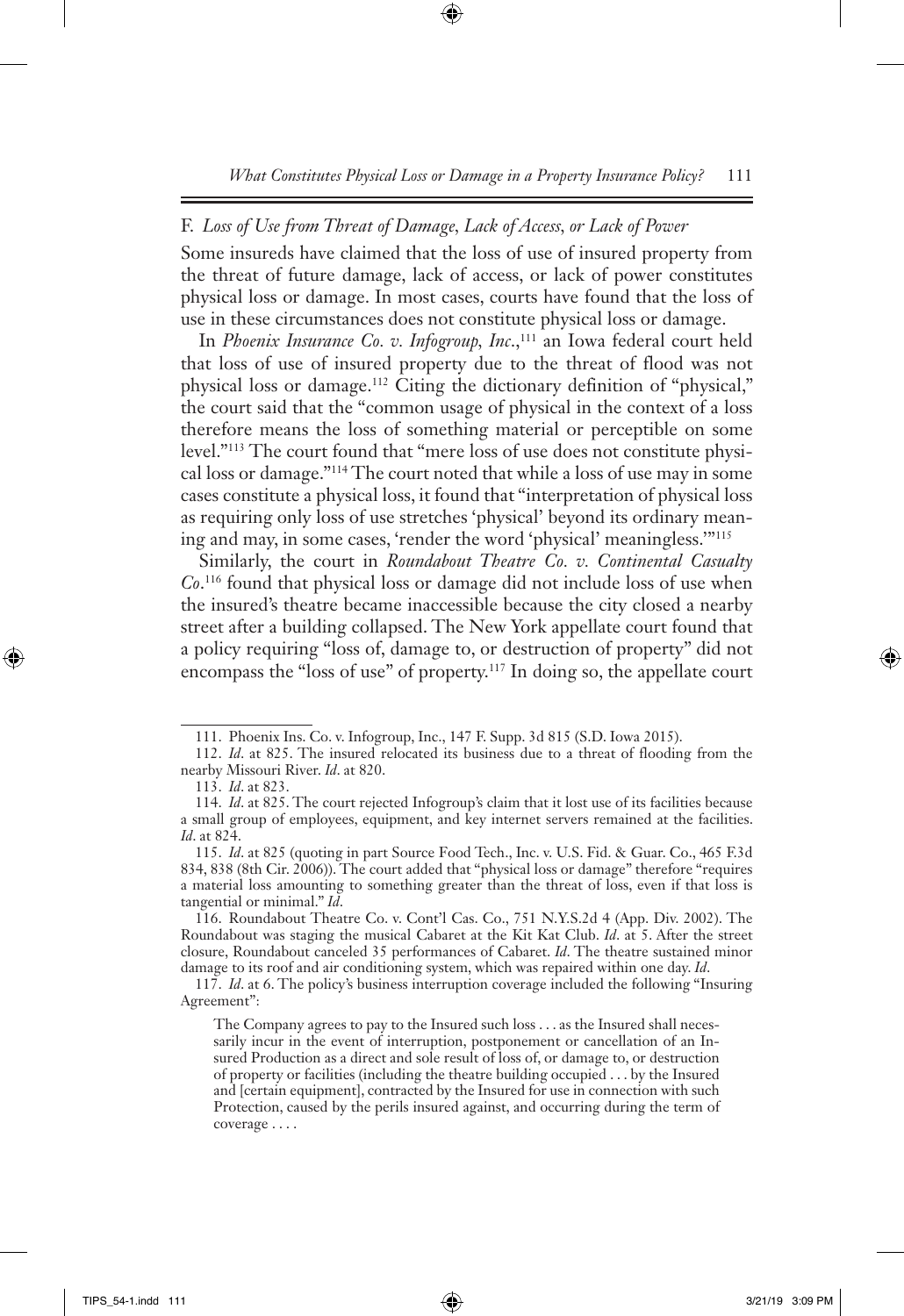### F. *Loss of Use from Threat of Damage, Lack of Access, or Lack of Power*

Some insureds have claimed that the loss of use of insured property from the threat of future damage, lack of access, or lack of power constitutes physical loss or damage. In most cases, courts have found that the loss of use in these circumstances does not constitute physical loss or damage.

In *Phoenix Insurance Co. v. Infogroup, Inc.*,[111] an Iowa federal court held that loss of use of insured property due to the threat of flood was not physical loss or damage.[112] Citing the dictionary definition of "physical," the court said that the "common usage of physical in the context of a loss therefore means the loss of something material or perceptible on some level."[113] The court found that "mere loss of use does not constitute physical loss or damage."[114] The court noted that while a loss of use may in some cases constitute a physical loss, it found that "interpretation of physical loss as requiring only loss of use stretches 'physical' beyond its ordinary meaning and may, in some cases, 'render the word 'physical' meaningless.'"[115]

Similarly, the court in *Roundabout Theatre Co. v. Continental Casualty Co.*[116] found that physical loss or damage did not include loss of use when the insured's theatre became inaccessible because the city closed a nearby street after a building collapsed. The New York appellate court found that a policy requiring "loss of, damage to, or destruction of property" did not encompass the "loss of use" of property.[117] In doing so, the appellate court

---

111. Phoenix Ins. Co. v. Infogroup, Inc., 147 F. Supp. 3d 815 (S.D. Iowa 2015).

112. *Id*. at 825. The insured relocated its business due to a threat of flooding from the nearby Missouri River. *Id*. at 820.

113. *Id*. at 823.

114. *Id*. at 825. The court rejected Infogroup's claim that it lost use of its facilities because a small group of employees, equipment, and key internet servers remained at the facilities. *Id*. at 824.

115. *Id*. at 825 (quoting in part Source Food Tech., Inc. v. U.S. Fid. & Guar. Co., 465 F.3d 834, 838 (8th Cir. 2006)). The court added that "physical loss or damage" therefore "requires a material loss amounting to something greater than the threat of loss, even if that loss is tangential or minimal." *Id*.

116. Roundabout Theatre Co. v. Cont'l Cas. Co., 751 N.Y.S.2d 4 (App. Div. 2002). The Roundabout was staging the musical Cabaret at the Kit Kat Club. *Id*. at 5. After the street closure, Roundabout canceled 35 performances of Cabaret. *Id*. The theatre sustained minor damage to its roof and air conditioning system, which was repaired within one day. *Id*.

117. *Id*. at 6. The policy's business interruption coverage included the following "Insuring Agreement":

> The Company agrees to pay to the Insured such loss . . . as the Insured shall necessarily incur in the event of interruption, postponement or cancellation of an Insured Production as a direct and sole result of loss of, or damage to, or destruction of property or facilities (including the theatre building occupied . . . by the Insured and [certain equipment], contracted by the Insured for use in connection with such Protection, caused by the perils insured against, and occurring during the term of coverage . . . .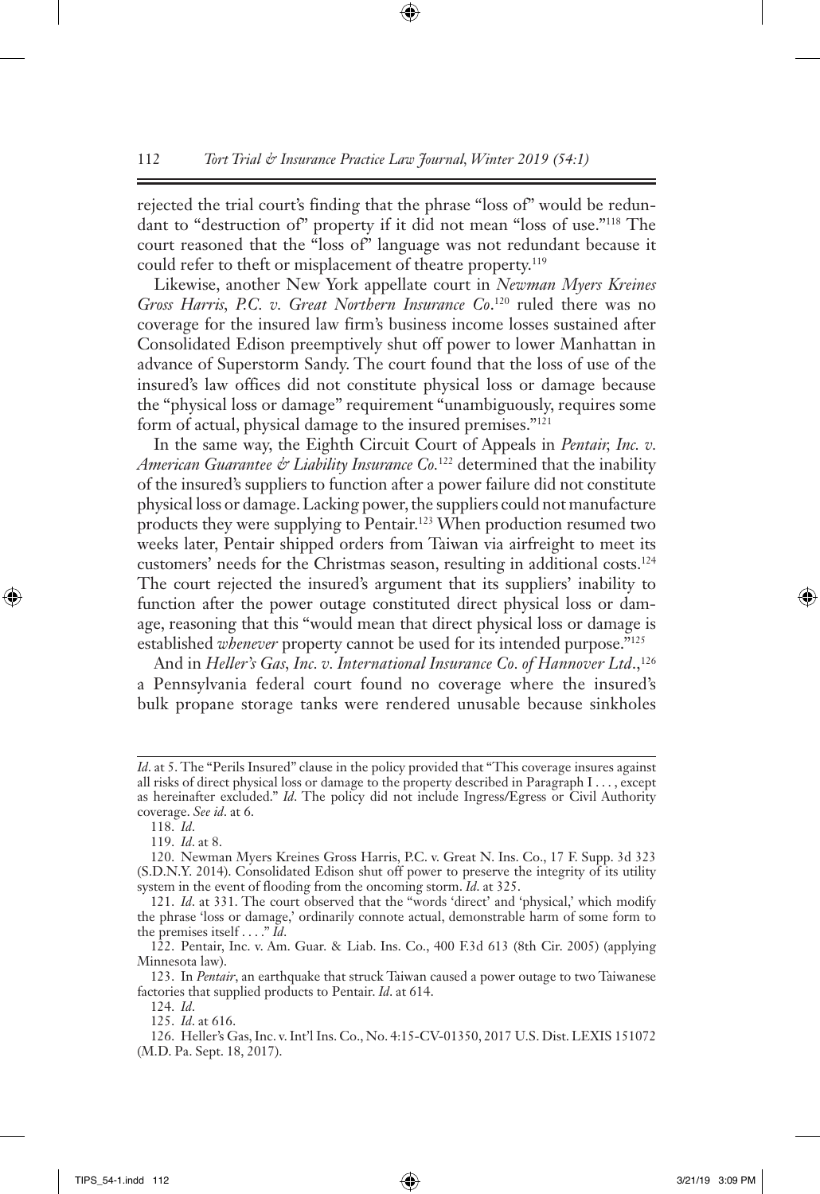rejected the trial court's finding that the phrase "loss of" would be redundant to "destruction of" property if it did not mean "loss of use."[118] The court reasoned that the "loss of" language was not redundant because it could refer to theft or misplacement of theatre property.[119]

Likewise, another New York appellate court in *Newman Myers Kreines Gross Harris, P.C. v. Great Northern Insurance Co*.[120] ruled there was no coverage for the insured law firm's business income losses sustained after Consolidated Edison preemptively shut off power to lower Manhattan in advance of Superstorm Sandy. The court found that the loss of use of the insured's law offices did not constitute physical loss or damage because the "physical loss or damage" requirement "unambiguously, requires some form of actual, physical damage to the insured premises."[121]

In the same way, the Eighth Circuit Court of Appeals in *Pentair, Inc. v. American Guarantee & Liability Insurance Co.*[122] determined that the inability of the insured's suppliers to function after a power failure did not constitute physical loss or damage. Lacking power, the suppliers could not manufacture products they were supplying to Pentair.[123] When production resumed two weeks later, Pentair shipped orders from Taiwan via airfreight to meet its customers' needs for the Christmas season, resulting in additional costs.[124] The court rejected the insured's argument that its suppliers' inability to function after the power outage constituted direct physical loss or damage, reasoning that this "would mean that direct physical loss or damage is established *whenever* property cannot be used for its intended purpose."[125]

And in *Heller's Gas, Inc. v. International Insurance Co. of Hannover Ltd*.,[126] a Pennsylvania federal court found no coverage where the insured's bulk propane storage tanks were rendered unusable because sinkholes

---

*Id*. at 5. The "Perils Insured" clause in the policy provided that "This coverage insures against all risks of direct physical loss or damage to the property described in Paragraph I . . . , except as hereinafter excluded." *Id*. The policy did not include Ingress/Egress or Civil Authority coverage. *See id*. at 6.

118. *Id*.

119. *Id*. at 8.

120. Newman Myers Kreines Gross Harris, P.C. v. Great N. Ins. Co., 17 F. Supp. 3d 323 (S.D.N.Y. 2014). Consolidated Edison shut off power to preserve the integrity of its utility system in the event of flooding from the oncoming storm. *Id*. at 325.

121. *Id*. at 331. The court observed that the "words 'direct' and 'physical,' which modify the phrase 'loss or damage,' ordinarily connote actual, demonstrable harm of some form to the premises itself . . . ." *Id*.

122. Pentair, Inc. v. Am. Guar. & Liab. Ins. Co., 400 F.3d 613 (8th Cir. 2005) (applying Minnesota law).

123. In *Pentair*, an earthquake that struck Taiwan caused a power outage to two Taiwanese factories that supplied products to Pentair. *Id*. at 614.

124. *Id*.

125. *Id*. at 616.

126. Heller's Gas, Inc. v. Int'l Ins. Co., No. 4:15-CV-01350, 2017 U.S. Dist. LEXIS 151072 (M.D. Pa. Sept. 18, 2017).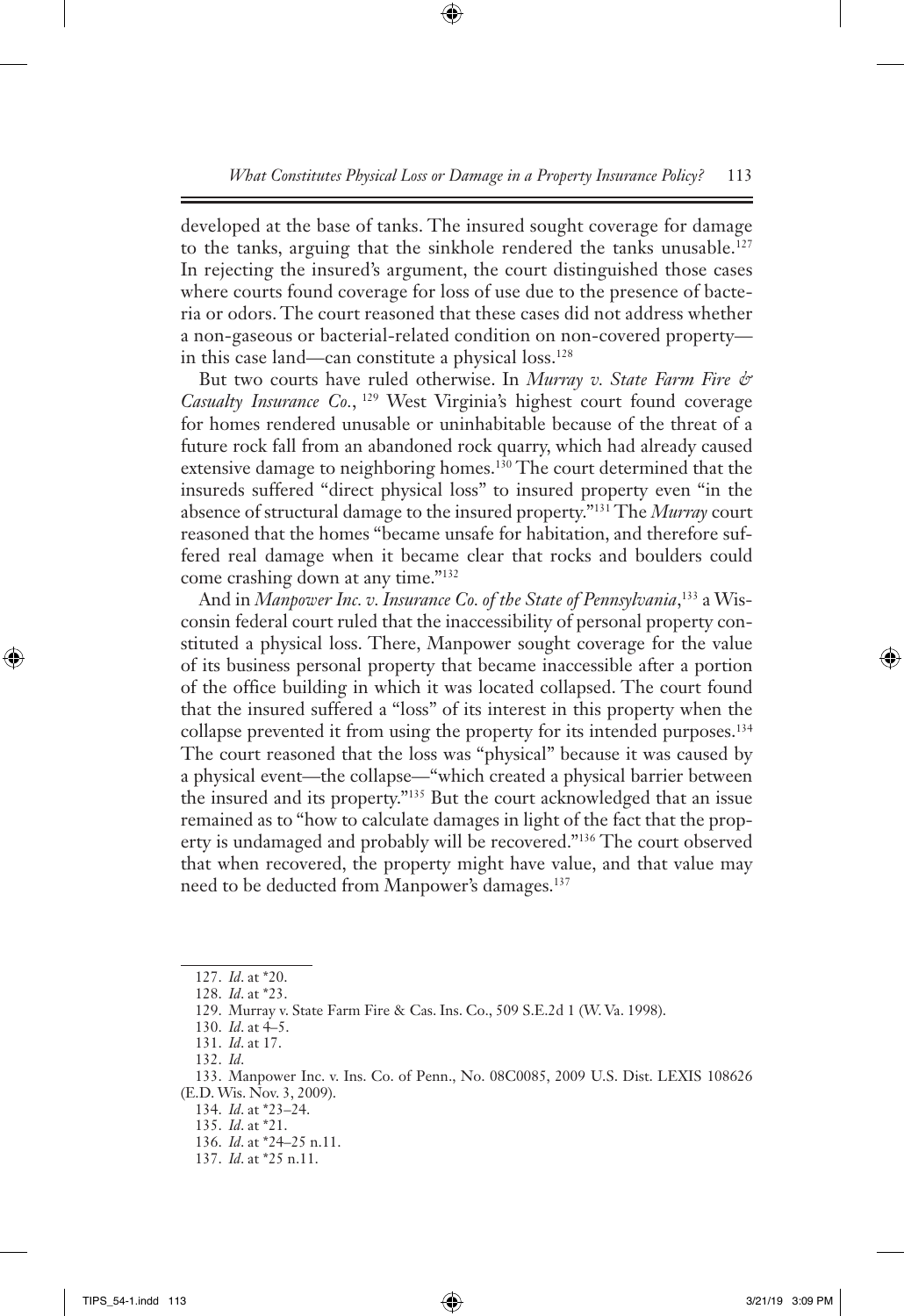developed at the base of tanks. The insured sought coverage for damage to the tanks, arguing that the sinkhole rendered the tanks unusable.[127] In rejecting the insured's argument, the court distinguished those cases where courts found coverage for loss of use due to the presence of bacteria or odors. The court reasoned that these cases did not address whether a non-gaseous or bacterial-related condition on non-covered property—in this case land—can constitute a physical loss.[128]

But two courts have ruled otherwise. In *Murray v. State Farm Fire & Casualty Insurance Co.*,[129] West Virginia's highest court found coverage for homes rendered unusable or uninhabitable because of the threat of a future rock fall from an abandoned rock quarry, which had already caused extensive damage to neighboring homes.[130] The court determined that the insureds suffered "direct physical loss" to insured property even "in the absence of structural damage to the insured property."[131] The *Murray* court reasoned that the homes "became unsafe for habitation, and therefore suffered real damage when it became clear that rocks and boulders could come crashing down at any time."[132]

And in *Manpower Inc. v. Insurance Co. of the State of Pennsylvania*,[133] a Wisconsin federal court ruled that the inaccessibility of personal property constituted a physical loss. There, Manpower sought coverage for the value of its business personal property that became inaccessible after a portion of the office building in which it was located collapsed. The court found that the insured suffered a "loss" of its interest in this property when the collapse prevented it from using the property for its intended purposes.[134] The court reasoned that the loss was "physical" because it was caused by a physical event—the collapse—"which created a physical barrier between the insured and its property."[135] But the court acknowledged that an issue remained as to "how to calculate damages in light of the fact that the property is undamaged and probably will be recovered."[136] The court observed that when recovered, the property might have value, and that value may need to be deducted from Manpower's damages.[137]

---

127. *Id.* at *20.

128. *Id.* at *23.

129. Murray v. State Farm Fire & Cas. Ins. Co., 509 S.E.2d 1 (W. Va. 1998).

130. *Id.* at 4–5.

131. *Id.* at 17.

132. *Id.*

133. Manpower Inc. v. Ins. Co. of Penn., No. 08C0085, 2009 U.S. Dist. LEXIS 108626 (E.D. Wis. Nov. 3, 2009).

134. *Id.* at *23–24.

135. *Id.* at *21.

136. *Id.* at *24–25 n.11.

137. *Id.* at *25 n.11.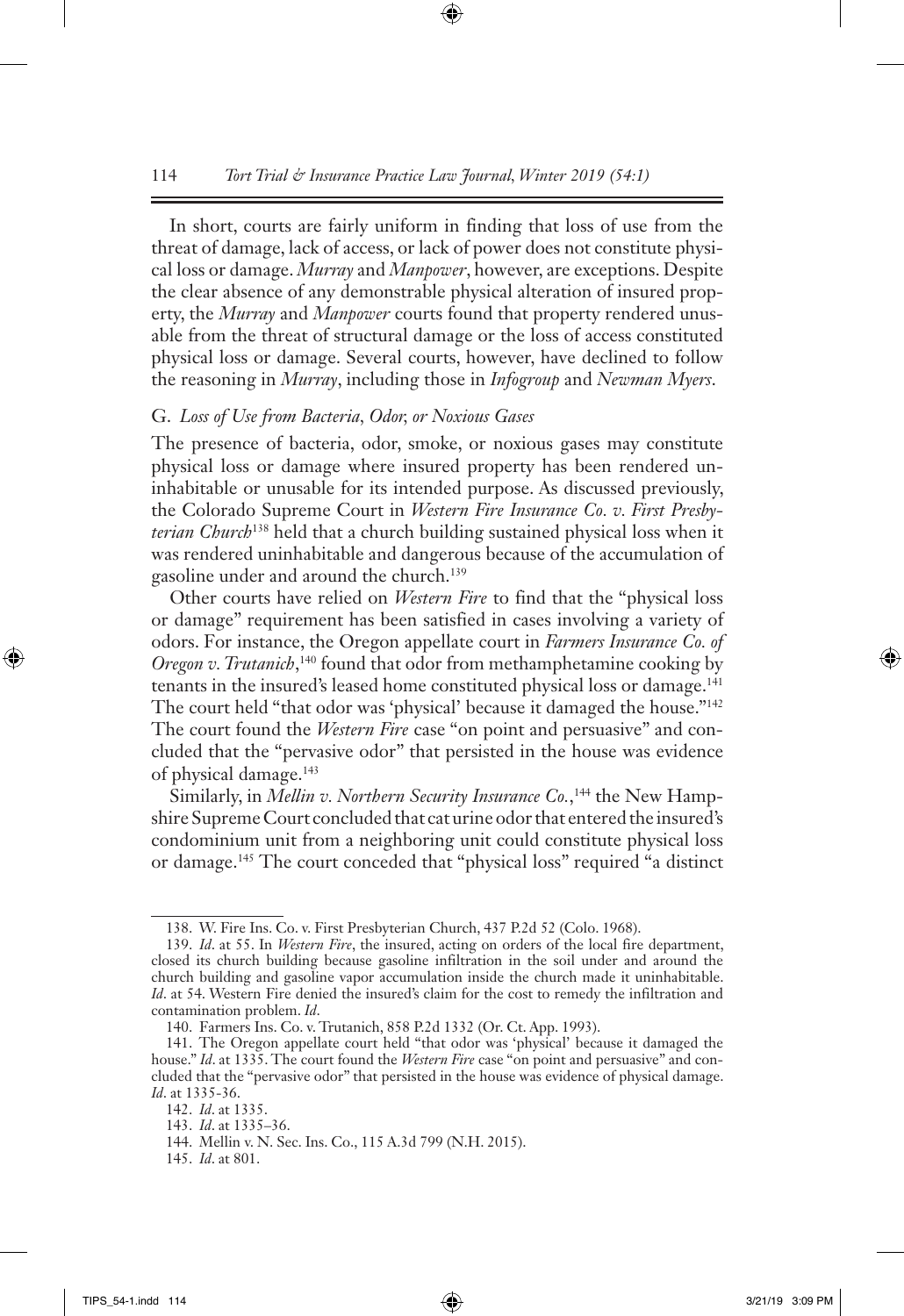In short, courts are fairly uniform in finding that loss of use from the threat of damage, lack of access, or lack of power does not constitute physical loss or damage. *Murray* and *Manpower*, however, are exceptions. Despite the clear absence of any demonstrable physical alteration of insured property, the *Murray* and *Manpower* courts found that property rendered unusable from the threat of structural damage or the loss of access constituted physical loss or damage. Several courts, however, have declined to follow the reasoning in *Murray*, including those in *Infogroup* and *Newman Myers*.

### G. *Loss of Use from Bacteria, Odor, or Noxious Gases*

The presence of bacteria, odor, smoke, or noxious gases may constitute physical loss or damage where insured property has been rendered uninhabitable or unusable for its intended purpose. As discussed previously, the Colorado Supreme Court in *Western Fire Insurance Co. v. First Presbyterian Church*[138] held that a church building sustained physical loss when it was rendered uninhabitable and dangerous because of the accumulation of gasoline under and around the church.[139]

Other courts have relied on *Western Fire* to find that the "physical loss or damage" requirement has been satisfied in cases involving a variety of odors. For instance, the Oregon appellate court in *Farmers Insurance Co. of Oregon v. Trutanich*,[140] found that odor from methamphetamine cooking by tenants in the insured's leased home constituted physical loss or damage.[141] The court held "that odor was 'physical' because it damaged the house."[142] The court found the *Western Fire* case "on point and persuasive" and concluded that the "pervasive odor" that persisted in the house was evidence of physical damage.[143]

Similarly, in *Mellin v. Northern Security Insurance Co.*,[144] the New Hampshire Supreme Court concluded that cat urine odor that entered the insured's condominium unit from a neighboring unit could constitute physical loss or damage.[145] The court conceded that "physical loss" required "a distinct

---

138. W. Fire Ins. Co. v. First Presbyterian Church, 437 P.2d 52 (Colo. 1968).

139. *Id*. at 55. In *Western Fire*, the insured, acting on orders of the local fire department, closed its church building because gasoline infiltration in the soil under and around the church building and gasoline vapor accumulation inside the church made it uninhabitable. *Id*. at 54. Western Fire denied the insured's claim for the cost to remedy the infiltration and contamination problem. *Id*.

140. Farmers Ins. Co. v. Trutanich, 858 P.2d 1332 (Or. Ct. App. 1993).

141. The Oregon appellate court held "that odor was 'physical' because it damaged the house." *Id*. at 1335. The court found the *Western Fire* case "on point and persuasive" and concluded that the "pervasive odor" that persisted in the house was evidence of physical damage. *Id*. at 1335-36.

142. *Id*. at 1335.

143. *Id*. at 1335–36.

144. Mellin v. N. Sec. Ins. Co., 115 A.3d 799 (N.H. 2015).

145. *Id*. at 801.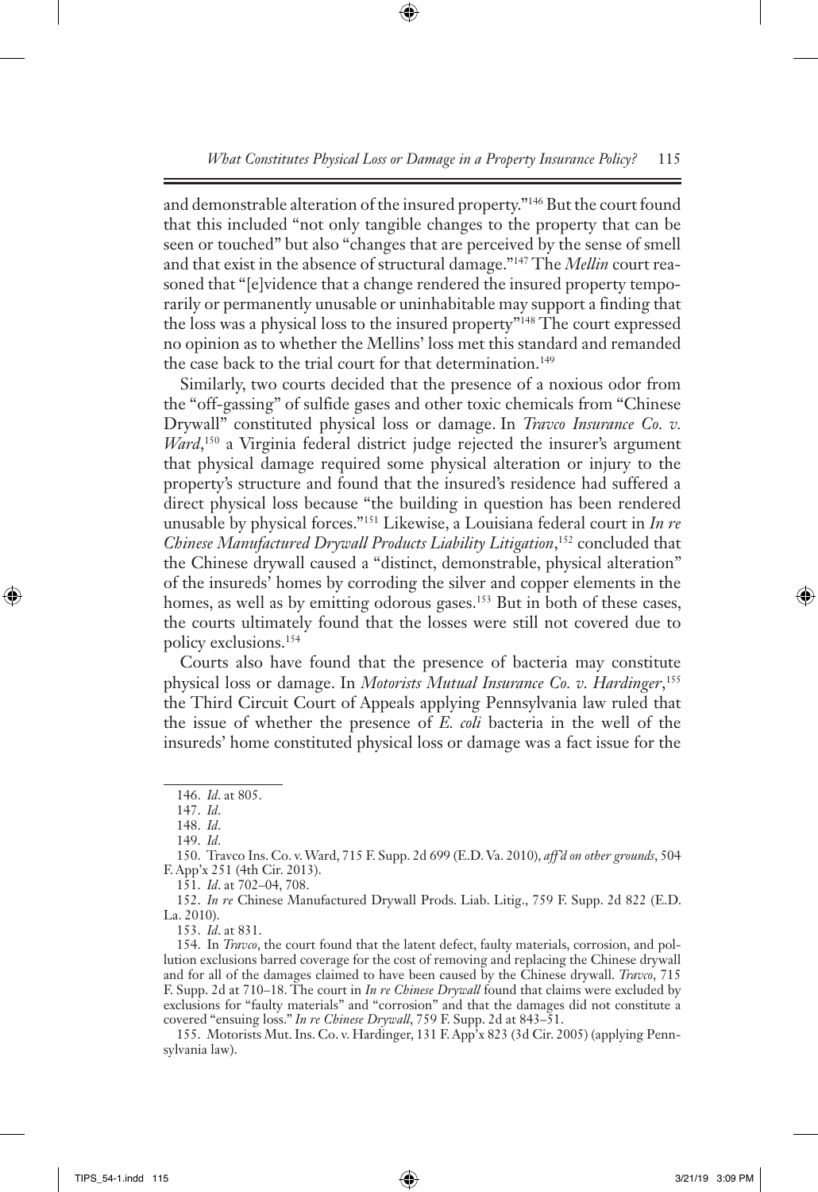and demonstrable alteration of the insured property."[146] But the court found that this included "not only tangible changes to the property that can be seen or touched" but also "changes that are perceived by the sense of smell and that exist in the absence of structural damage."[147] The *Mellin* court reasoned that "[e]vidence that a change rendered the insured property temporarily or permanently unusable or uninhabitable may support a finding that the loss was a physical loss to the insured property"[148] The court expressed no opinion as to whether the Mellins' loss met this standard and remanded the case back to the trial court for that determination.[149]

Similarly, two courts decided that the presence of a noxious odor from the "off-gassing" of sulfide gases and other toxic chemicals from "Chinese Drywall" constituted physical loss or damage. In *Travco Insurance Co. v. Ward*,[150] a Virginia federal district judge rejected the insurer's argument that physical damage required some physical alteration or injury to the property's structure and found that the insured's residence had suffered a direct physical loss because "the building in question has been rendered unusable by physical forces."[151] Likewise, a Louisiana federal court in *In re Chinese Manufactured Drywall Products Liability Litigation*,[152] concluded that the Chinese drywall caused a "distinct, demonstrable, physical alteration" of the insureds' homes by corroding the silver and copper elements in the homes, as well as by emitting odorous gases.[153] But in both of these cases, the courts ultimately found that the losses were still not covered due to policy exclusions.[154]

Courts also have found that the presence of bacteria may constitute physical loss or damage. In *Motorists Mutual Insurance Co. v. Hardinger*,[155] the Third Circuit Court of Appeals applying Pennsylvania law ruled that the issue of whether the presence of *E. coli* bacteria in the well of the insureds' home constituted physical loss or damage was a fact issue for the

---

146. *Id*. at 805.

147. *Id*.

148. *Id*.

149. *Id*.

150. Travco Ins. Co. v. Ward, 715 F. Supp. 2d 699 (E.D. Va. 2010), *aff'd on other grounds*, 504 F. App'x 251 (4th Cir. 2013).

151. *Id*. at 702–04, 708.

152. *In re* Chinese Manufactured Drywall Prods. Liab. Litig., 759 F. Supp. 2d 822 (E.D. La. 2010).

153. *Id*. at 831.

154. In *Travco*, the court found that the latent defect, faulty materials, corrosion, and pollution exclusions barred coverage for the cost of removing and replacing the Chinese drywall and for all of the damages claimed to have been caused by the Chinese drywall. *Travco*, 715 F. Supp. 2d at 710–18. The court in *In re Chinese Drywall* found that claims were excluded by exclusions for "faulty materials" and "corrosion" and that the damages did not constitute a covered "ensuing loss." *In re Chinese Drywall*, 759 F. Supp. 2d at 843–51.

155. Motorists Mut. Ins. Co. v. Hardinger, 131 F. App'x 823 (3d Cir. 2005) (applying Pennsylvania law).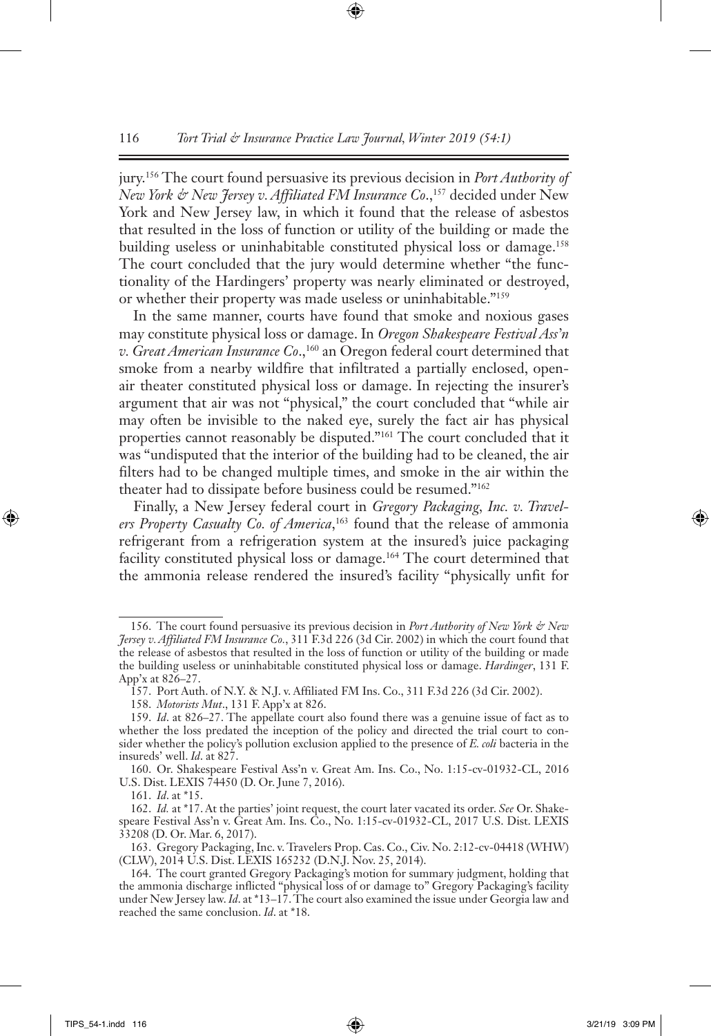jury.[156] The court found persuasive its previous decision in *Port Authority of New York & New Jersey v. Affiliated FM Insurance Co.*,[157] decided under New York and New Jersey law, in which it found that the release of asbestos that resulted in the loss of function or utility of the building or made the building useless or uninhabitable constituted physical loss or damage.[158] The court concluded that the jury would determine whether "the functionality of the Hardingers' property was nearly eliminated or destroyed, or whether their property was made useless or uninhabitable."[159]

In the same manner, courts have found that smoke and noxious gases may constitute physical loss or damage. In *Oregon Shakespeare Festival Ass'n v. Great American Insurance Co.*,[160] an Oregon federal court determined that smoke from a nearby wildfire that infiltrated a partially enclosed, open-air theater constituted physical loss or damage. In rejecting the insurer's argument that air was not "physical," the court concluded that "while air may often be invisible to the naked eye, surely the fact air has physical properties cannot reasonably be disputed."[161] The court concluded that it was "undisputed that the interior of the building had to be cleaned, the air filters had to be changed multiple times, and smoke in the air within the theater had to dissipate before business could be resumed."[162]

Finally, a New Jersey federal court in *Gregory Packaging, Inc. v. Travelers Property Casualty Co. of America*,[163] found that the release of ammonia refrigerant from a refrigeration system at the insured's juice packaging facility constituted physical loss or damage.[164] The court determined that the ammonia release rendered the insured's facility "physically unfit for

---

156. The court found persuasive its previous decision in *Port Authority of New York & New Jersey v. Affiliated FM Insurance Co.*, 311 F.3d 226 (3d Cir. 2002) in which the court found that the release of asbestos that resulted in the loss of function or utility of the building or made the building useless or uninhabitable constituted physical loss or damage. *Hardinger*, 131 F. App'x at 826–27.

157. Port Auth. of N.Y. & N.J. v. Affiliated FM Ins. Co., 311 F.3d 226 (3d Cir. 2002).

158. *Motorists Mut.*, 131 F. App'x at 826.

159. *Id.* at 826–27. The appellate court also found there was a genuine issue of fact as to whether the loss predated the inception of the policy and directed the trial court to consider whether the policy's pollution exclusion applied to the presence of *E. coli* bacteria in the insureds' well. *Id.* at 827.

160. Or. Shakespeare Festival Ass'n v. Great Am. Ins. Co., No. 1:15-cv-01932-CL, 2016 U.S. Dist. LEXIS 74450 (D. Or. June 7, 2016).

161. *Id.* at *15.

162. *Id.* at *17. At the parties' joint request, the court later vacated its order. *See* Or. Shakespeare Festival Ass'n v. Great Am. Ins. Co., No. 1:15-cv-01932-CL, 2017 U.S. Dist. LEXIS 33208 (D. Or. Mar. 6, 2017).

163. Gregory Packaging, Inc. v. Travelers Prop. Cas. Co., Civ. No. 2:12-cv-04418 (WHW) (CLW), 2014 U.S. Dist. LEXIS 165232 (D.N.J. Nov. 25, 2014).

164. The court granted Gregory Packaging's motion for summary judgment, holding that the ammonia discharge inflicted "physical loss of or damage to" Gregory Packaging's facility under New Jersey law. *Id.* at *13–17. The court also examined the issue under Georgia law and reached the same conclusion. *Id.* at *18.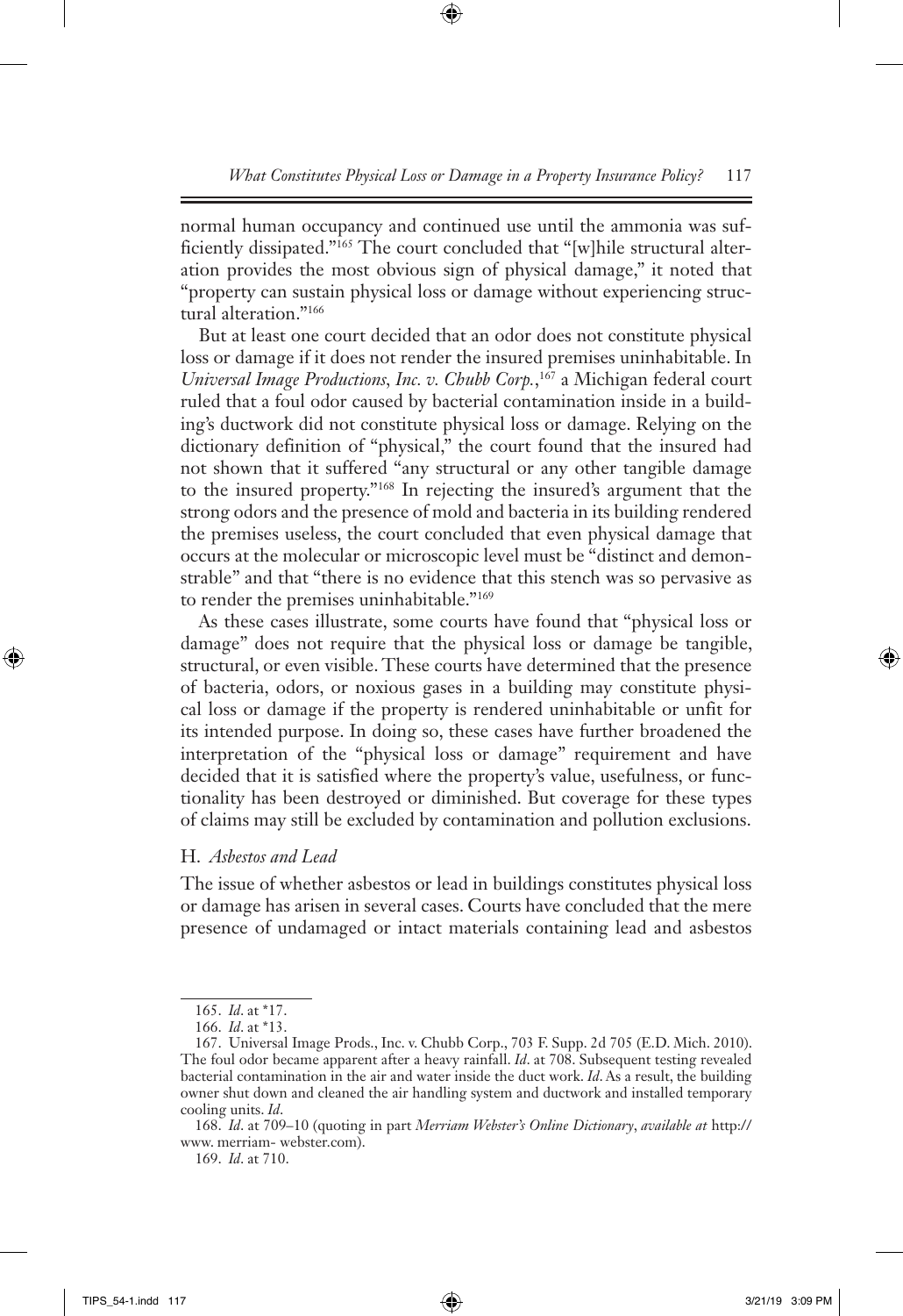normal human occupancy and continued use until the ammonia was sufficiently dissipated."[165] The court concluded that "[w]hile structural alteration provides the most obvious sign of physical damage," it noted that "property can sustain physical loss or damage without experiencing structural alteration."[166]

But at least one court decided that an odor does not constitute physical loss or damage if it does not render the insured premises uninhabitable. In *Universal Image Productions, Inc. v. Chubb Corp.*,[167] a Michigan federal court ruled that a foul odor caused by bacterial contamination inside in a building's ductwork did not constitute physical loss or damage. Relying on the dictionary definition of "physical," the court found that the insured had not shown that it suffered "any structural or any other tangible damage to the insured property."[168] In rejecting the insured's argument that the strong odors and the presence of mold and bacteria in its building rendered the premises useless, the court concluded that even physical damage that occurs at the molecular or microscopic level must be "distinct and demonstrable" and that "there is no evidence that this stench was so pervasive as to render the premises uninhabitable."[169]

As these cases illustrate, some courts have found that "physical loss or damage" does not require that the physical loss or damage be tangible, structural, or even visible. These courts have determined that the presence of bacteria, odors, or noxious gases in a building may constitute physical loss or damage if the property is rendered uninhabitable or unfit for its intended purpose. In doing so, these cases have further broadened the interpretation of the "physical loss or damage" requirement and have decided that it is satisfied where the property's value, usefulness, or functionality has been destroyed or diminished. But coverage for these types of claims may still be excluded by contamination and pollution exclusions.

### H. *Asbestos and Lead*

The issue of whether asbestos or lead in buildings constitutes physical loss or damage has arisen in several cases. Courts have concluded that the mere presence of undamaged or intact materials containing lead and asbestos

---

165. *Id.* at *17.

166. *Id.* at *13.

167. Universal Image Prods., Inc. v. Chubb Corp., 703 F. Supp. 2d 705 (E.D. Mich. 2010). The foul odor became apparent after a heavy rainfall. *Id.* at 708. Subsequent testing revealed bacterial contamination in the air and water inside the duct work. *Id.* As a result, the building owner shut down and cleaned the air handling system and ductwork and installed temporary cooling units. *Id.*

168. *Id.* at 709–10 (quoting in part *Merriam Webster's Online Dictionary*, *available at* http://www.merriam- webster.com).

169. *Id.* at 710.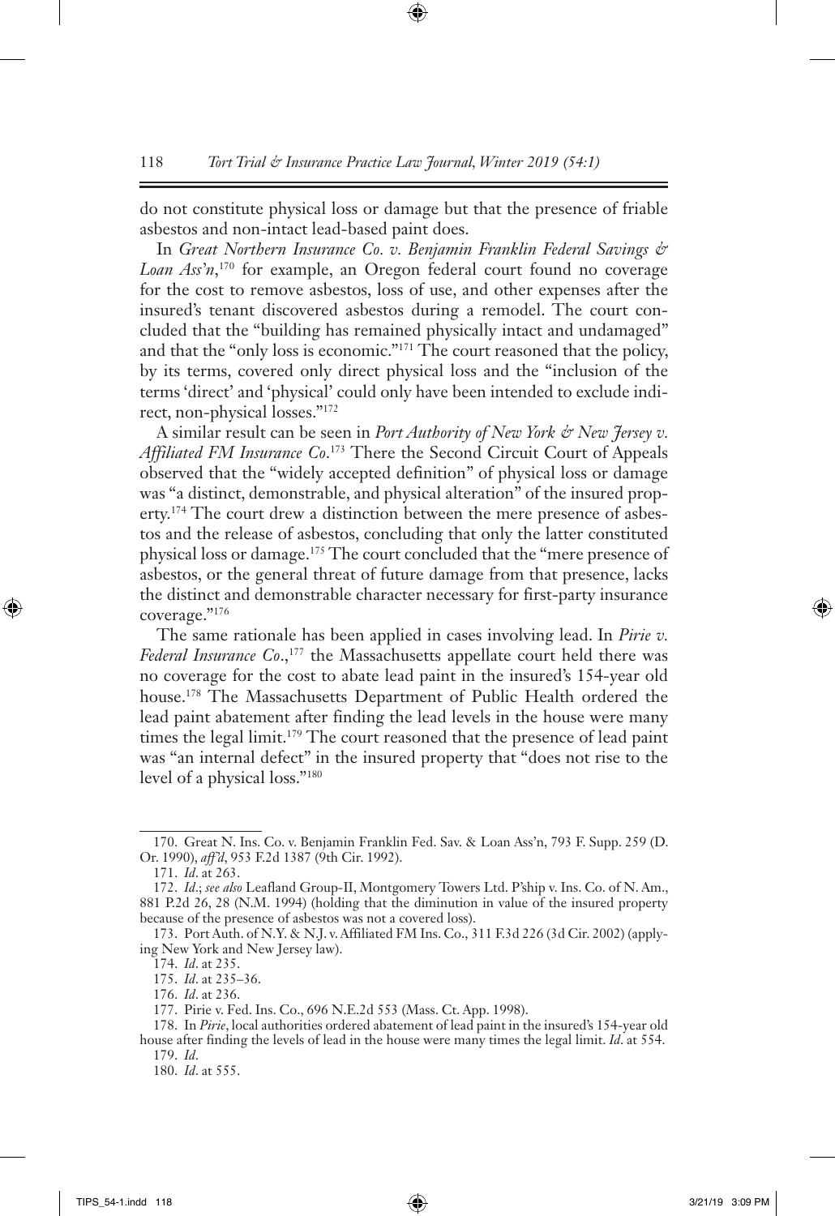do not constitute physical loss or damage but that the presence of friable asbestos and non-intact lead-based paint does.

In *Great Northern Insurance Co. v. Benjamin Franklin Federal Savings & Loan Ass'n*,[170] for example, an Oregon federal court found no coverage for the cost to remove asbestos, loss of use, and other expenses after the insured's tenant discovered asbestos during a remodel. The court concluded that the "building has remained physically intact and undamaged" and that the "only loss is economic."[171] The court reasoned that the policy, by its terms, covered only direct physical loss and the "inclusion of the terms 'direct' and 'physical' could only have been intended to exclude indirect, non-physical losses."[172]

A similar result can be seen in *Port Authority of New York & New Jersey v. Affiliated FM Insurance Co*.[173] There the Second Circuit Court of Appeals observed that the "widely accepted definition" of physical loss or damage was "a distinct, demonstrable, and physical alteration" of the insured property.[174] The court drew a distinction between the mere presence of asbestos and the release of asbestos, concluding that only the latter constituted physical loss or damage.[175] The court concluded that the "mere presence of asbestos, or the general threat of future damage from that presence, lacks the distinct and demonstrable character necessary for first-party insurance coverage."[176]

The same rationale has been applied in cases involving lead. In *Pirie v. Federal Insurance Co*.,[177] the Massachusetts appellate court held there was no coverage for the cost to abate lead paint in the insured's 154-year old house.[178] The Massachusetts Department of Public Health ordered the lead paint abatement after finding the lead levels in the house were many times the legal limit.[179] The court reasoned that the presence of lead paint was "an internal defect" in the insured property that "does not rise to the level of a physical loss."[180]

---

170. Great N. Ins. Co. v. Benjamin Franklin Fed. Sav. & Loan Ass'n, 793 F. Supp. 259 (D. Or. 1990), *aff'd*, 953 F.2d 1387 (9th Cir. 1992).

171. *Id*. at 263.

172. *Id*.; *see also* Leafland Group-II, Montgomery Towers Ltd. P'ship v. Ins. Co. of N. Am., 881 P.2d 26, 28 (N.M. 1994) (holding that the diminution in value of the insured property because of the presence of asbestos was not a covered loss).

173. Port Auth. of N.Y. & N.J. v. Affiliated FM Ins. Co., 311 F.3d 226 (3d Cir. 2002) (applying New York and New Jersey law).

174. *Id*. at 235.

175. *Id*. at 235–36.

176. *Id*. at 236.

177. Pirie v. Fed. Ins. Co., 696 N.E.2d 553 (Mass. Ct. App. 1998).

178. In *Pirie*, local authorities ordered abatement of lead paint in the insured's 154-year old house after finding the levels of lead in the house were many times the legal limit. *Id*. at 554.

179. *Id*.

180. *Id*. at 555.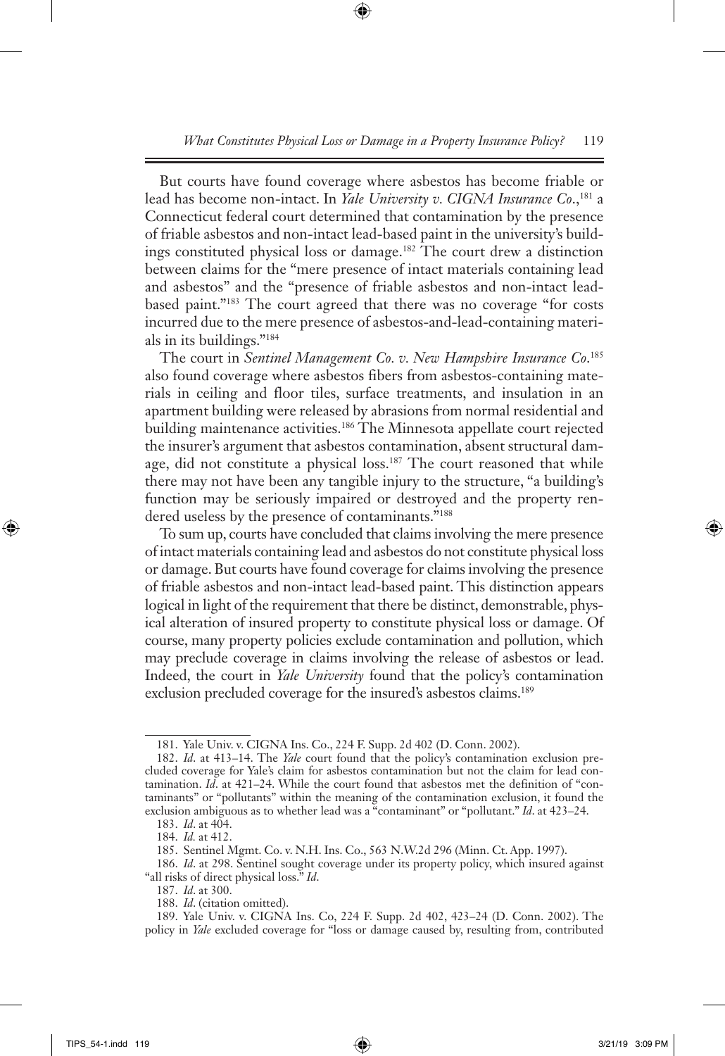But courts have found coverage where asbestos has become friable or lead has become non-intact. In *Yale University v. CIGNA Insurance Co.*,[181] a Connecticut federal court determined that contamination by the presence of friable asbestos and non-intact lead-based paint in the university's buildings constituted physical loss or damage.[182] The court drew a distinction between claims for the "mere presence of intact materials containing lead and asbestos" and the "presence of friable asbestos and non-intact lead-based paint."[183] The court agreed that there was no coverage "for costs incurred due to the mere presence of asbestos-and-lead-containing materials in its buildings."[184]

The court in *Sentinel Management Co. v. New Hampshire Insurance Co.*[185] also found coverage where asbestos fibers from asbestos-containing materials in ceiling and floor tiles, surface treatments, and insulation in an apartment building were released by abrasions from normal residential and building maintenance activities.[186] The Minnesota appellate court rejected the insurer's argument that asbestos contamination, absent structural damage, did not constitute a physical loss.[187] The court reasoned that while there may not have been any tangible injury to the structure, "a building's function may be seriously impaired or destroyed and the property rendered useless by the presence of contaminants."[188]

To sum up, courts have concluded that claims involving the mere presence of intact materials containing lead and asbestos do not constitute physical loss or damage. But courts have found coverage for claims involving the presence of friable asbestos and non-intact lead-based paint. This distinction appears logical in light of the requirement that there be distinct, demonstrable, physical alteration of insured property to constitute physical loss or damage. Of course, many property policies exclude contamination and pollution, which may preclude coverage in claims involving the release of asbestos or lead. Indeed, the court in *Yale University* found that the policy's contamination exclusion precluded coverage for the insured's asbestos claims.[189]

---

181. Yale Univ. v. CIGNA Ins. Co., 224 F. Supp. 2d 402 (D. Conn. 2002).

182. *Id*. at 413–14. The *Yale* court found that the policy's contamination exclusion precluded coverage for Yale's claim for asbestos contamination but not the claim for lead contamination. *Id*. at 421–24. While the court found that asbestos met the definition of "contaminants" or "pollutants" within the meaning of the contamination exclusion, it found the exclusion ambiguous as to whether lead was a "contaminant" or "pollutant." *Id*. at 423–24.

183. *Id*. at 404.

184. *Id.* at 412.

185. Sentinel Mgmt. Co. v. N.H. Ins. Co., 563 N.W.2d 296 (Minn. Ct. App. 1997).

186. *Id*. at 298. Sentinel sought coverage under its property policy, which insured against "all risks of direct physical loss." *Id*.

187. *Id*. at 300.

188. *Id*. (citation omitted).

189. Yale Univ. v. CIGNA Ins. Co, 224 F. Supp. 2d 402, 423–24 (D. Conn. 2002). The policy in *Yale* excluded coverage for "loss or damage caused by, resulting from, contributed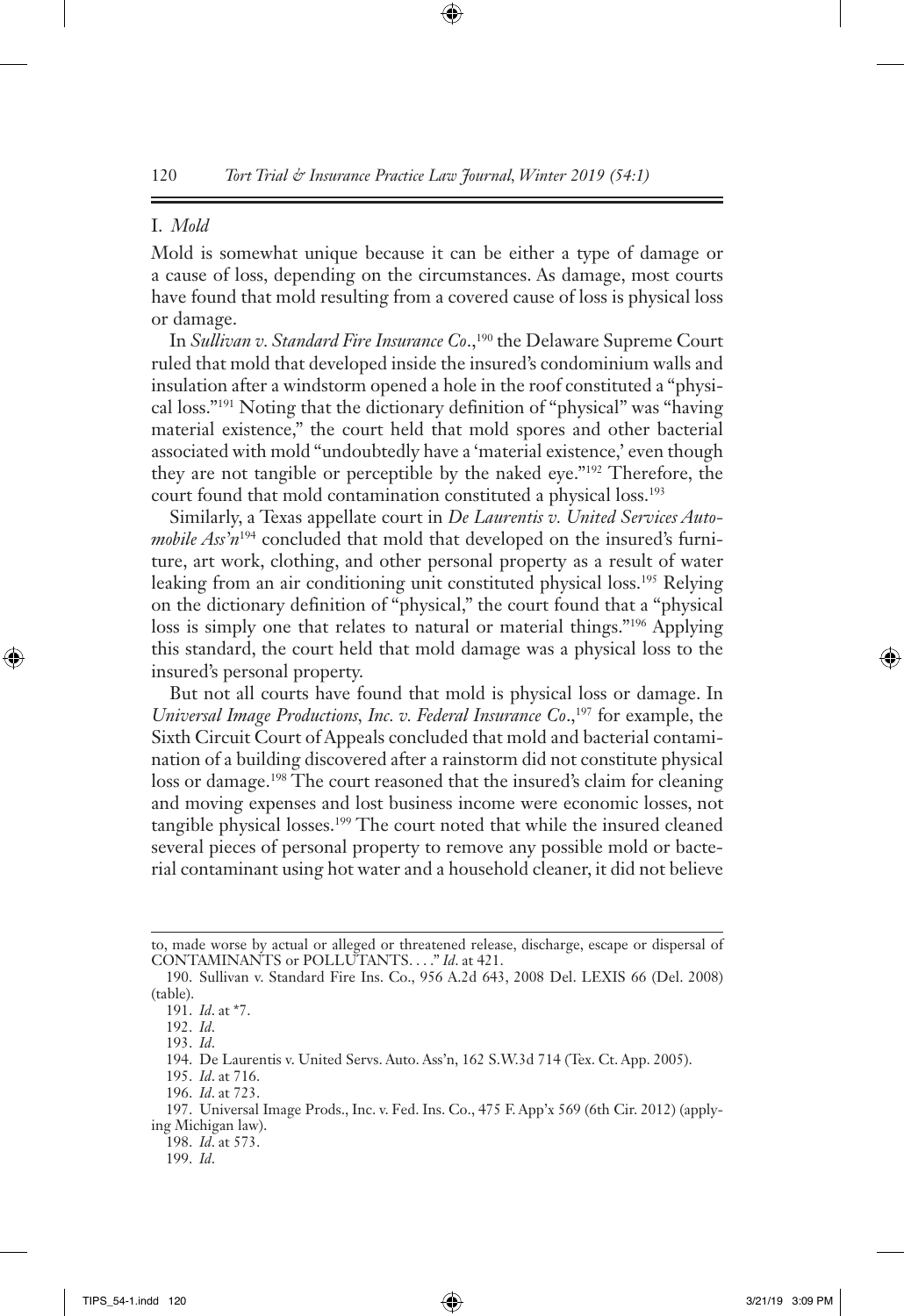## I. *Mold*

Mold is somewhat unique because it can be either a type of damage or a cause of loss, depending on the circumstances. As damage, most courts have found that mold resulting from a covered cause of loss is physical loss or damage.

In *Sullivan v. Standard Fire Insurance Co.*,[190] the Delaware Supreme Court ruled that mold that developed inside the insured's condominium walls and insulation after a windstorm opened a hole in the roof constituted a "physical loss."[191] Noting that the dictionary definition of "physical" was "having material existence," the court held that mold spores and other bacterial associated with mold "undoubtedly have a 'material existence,' even though they are not tangible or perceptible by the naked eye."[192] Therefore, the court found that mold contamination constituted a physical loss.[193]

Similarly, a Texas appellate court in *De Laurentis v. United Services Automobile Ass'n*[194] concluded that mold that developed on the insured's furniture, art work, clothing, and other personal property as a result of water leaking from an air conditioning unit constituted physical loss.[195] Relying on the dictionary definition of "physical," the court found that a "physical loss is simply one that relates to natural or material things."[196] Applying this standard, the court held that mold damage was a physical loss to the insured's personal property.

But not all courts have found that mold is physical loss or damage. In *Universal Image Productions, Inc. v. Federal Insurance Co.*,[197] for example, the Sixth Circuit Court of Appeals concluded that mold and bacterial contamination of a building discovered after a rainstorm did not constitute physical loss or damage.[198] The court reasoned that the insured's claim for cleaning and moving expenses and lost business income were economic losses, not tangible physical losses.[199] The court noted that while the insured cleaned several pieces of personal property to remove any possible mold or bacterial contaminant using hot water and a household cleaner, it did not believe

---

to, made worse by actual or alleged or threatened release, discharge, escape or dispersal of CONTAMINANTS or POLLUTANTS. . . ." *Id.* at 421.

190. Sullivan v. Standard Fire Ins. Co., 956 A.2d 643, 2008 Del. LEXIS 66 (Del. 2008) (table).

191. *Id.* at *7.

192. *Id.*

193. *Id.*

194. De Laurentis v. United Servs. Auto. Ass'n, 162 S.W.3d 714 (Tex. Ct. App. 2005).

195. *Id.* at 716.

196. *Id.* at 723.

197. Universal Image Prods., Inc. v. Fed. Ins. Co., 475 F. App'x 569 (6th Cir. 2012) (applying Michigan law).

198. *Id.* at 573.

199. *Id.*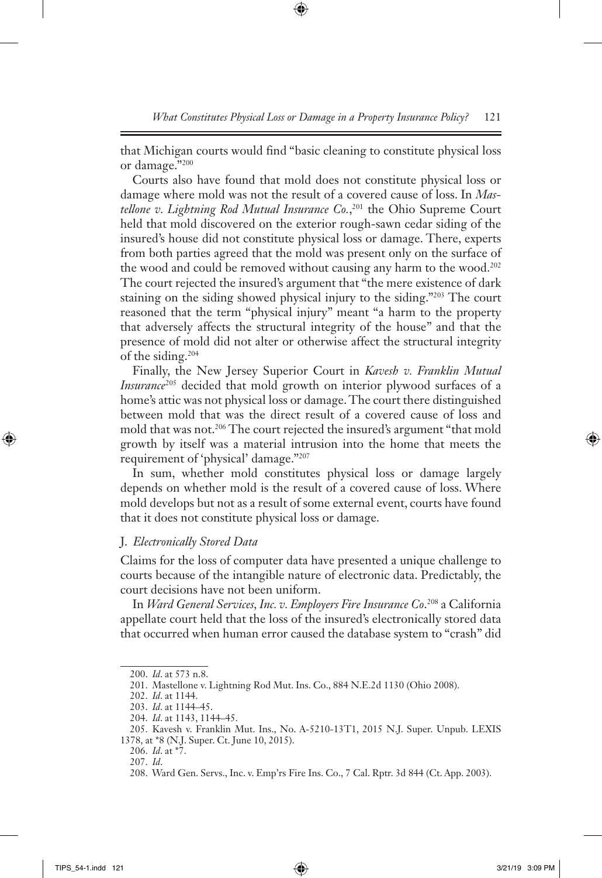that Michigan courts would find "basic cleaning to constitute physical loss or damage."[200]

Courts also have found that mold does not constitute physical loss or damage where mold was not the result of a covered cause of loss. In *Mastellone v. Lightning Rod Mutual Insurance Co.*,[201] the Ohio Supreme Court held that mold discovered on the exterior rough-sawn cedar siding of the insured's house did not constitute physical loss or damage. There, experts from both parties agreed that the mold was present only on the surface of the wood and could be removed without causing any harm to the wood.[202] The court rejected the insured's argument that "the mere existence of dark staining on the siding showed physical injury to the siding."[203] The court reasoned that the term "physical injury" meant "a harm to the property that adversely affects the structural integrity of the house" and that the presence of mold did not alter or otherwise affect the structural integrity of the siding.[204]

Finally, the New Jersey Superior Court in *Kavesh v. Franklin Mutual Insurance*[205] decided that mold growth on interior plywood surfaces of a home's attic was not physical loss or damage. The court there distinguished between mold that was the direct result of a covered cause of loss and mold that was not.[206] The court rejected the insured's argument "that mold growth by itself was a material intrusion into the home that meets the requirement of 'physical' damage."[207]

In sum, whether mold constitutes physical loss or damage largely depends on whether mold is the result of a covered cause of loss. Where mold develops but not as a result of some external event, courts have found that it does not constitute physical loss or damage.

### J. *Electronically Stored Data*

Claims for the loss of computer data have presented a unique challenge to courts because of the intangible nature of electronic data. Predictably, the court decisions have not been uniform.

In *Ward General Services, Inc. v. Employers Fire Insurance Co*.[208] a California appellate court held that the loss of the insured's electronically stored data that occurred when human error caused the database system to "crash" did

---

200. *Id*. at 573 n.8.

201. Mastellone v. Lightning Rod Mut. Ins. Co., 884 N.E.2d 1130 (Ohio 2008).

202. *Id*. at 1144.

203. *Id*. at 1144–45.

204. *Id*. at 1143, 1144–45.

205. Kavesh v. Franklin Mut. Ins., No. A-5210-13T1, 2015 N.J. Super. Unpub. LEXIS 1378, at *8 (N.J. Super. Ct. June 10, 2015).

206. *Id*. at *7.

207. *Id*.

208. Ward Gen. Servs., Inc. v. Emp'rs Fire Ins. Co., 7 Cal. Rptr. 3d 844 (Ct. App. 2003).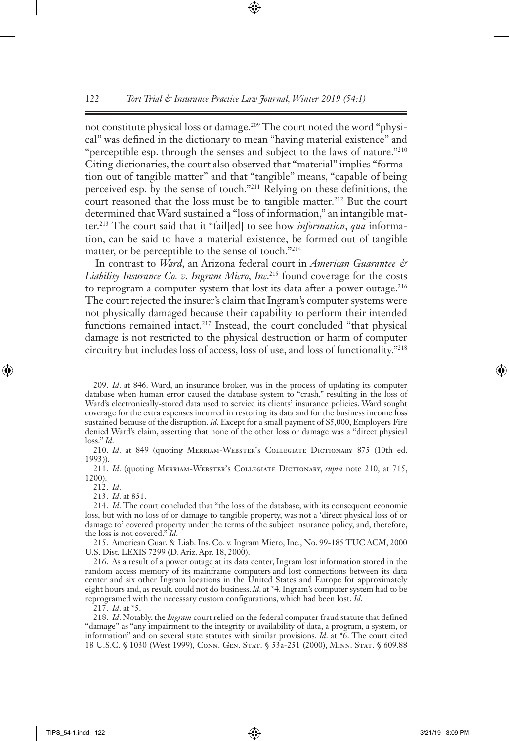not constitute physical loss or damage.[209] The court noted the word "physical" was defined in the dictionary to mean "having material existence" and "perceptible esp. through the senses and subject to the laws of nature."[210] Citing dictionaries, the court also observed that "material" implies "formation out of tangible matter" and that "tangible" means, "capable of being perceived esp. by the sense of touch."[211] Relying on these definitions, the court reasoned that the loss must be to tangible matter.[212] But the court determined that Ward sustained a "loss of information," an intangible matter.[213] The court said that it "fail[ed] to see how *information*, *qua* information, can be said to have a material existence, be formed out of tangible matter, or be perceptible to the sense of touch."[214]

In contrast to *Ward*, an Arizona federal court in *American Guarantee & Liability Insurance Co. v. Ingram Micro, Inc*.[215] found coverage for the costs to reprogram a computer system that lost its data after a power outage.[216] The court rejected the insurer's claim that Ingram's computer systems were not physically damaged because their capability to perform their intended functions remained intact.[217] Instead, the court concluded "that physical damage is not restricted to the physical destruction or harm of computer circuitry but includes loss of access, loss of use, and loss of functionality."[218]

---

209. *Id*. at 846. Ward, an insurance broker, was in the process of updating its computer database when human error caused the database system to "crash," resulting in the loss of Ward's electronically-stored data used to service its clients' insurance policies. Ward sought coverage for the extra expenses incurred in restoring its data and for the business income loss sustained because of the disruption. *Id*. Except for a small payment of $5,000, Employers Fire denied Ward's claim, asserting that none of the other loss or damage was a "direct physical loss." *Id*.

210. *Id*. at 849 (quoting Merriam-Webster's Collegiate Dictionary 875 (10th ed. 1993)).

211. *Id*. (quoting Merriam-Webster's Collegiate Dictionary, *supra* note 210, at 715, 1200).

212. *Id*.

213. *Id*. at 851.

214. *Id*. The court concluded that "the loss of the database, with its consequent economic loss, but with no loss of or damage to tangible property, was not a 'direct physical loss of or damage to' covered property under the terms of the subject insurance policy, and, therefore, the loss is not covered." *Id*.

215. American Guar. & Liab. Ins. Co. v. Ingram Micro, Inc., No. 99-185 TUC ACM, 2000 U.S. Dist. LEXIS 7299 (D. Ariz. Apr. 18, 2000).

216. As a result of a power outage at its data center, Ingram lost information stored in the random access memory of its mainframe computers and lost connections between its data center and six other Ingram locations in the United States and Europe for approximately eight hours and, as result, could not do business. *Id*. at *4. Ingram's computer system had to be reprogramed with the necessary custom configurations, which had been lost. *Id*.

217. *Id*. at *5.

218. *Id*. Notably, the *Ingram* court relied on the federal computer fraud statute that defined "damage" as "any impairment to the integrity or availability of data, a program, a system, or information" and on several state statutes with similar provisions. *Id*. at *6. The court cited 18 U.S.C. § 1030 (West 1999), Conn. Gen. Stat. § 53a-251 (2000), Minn. Stat. § 609.88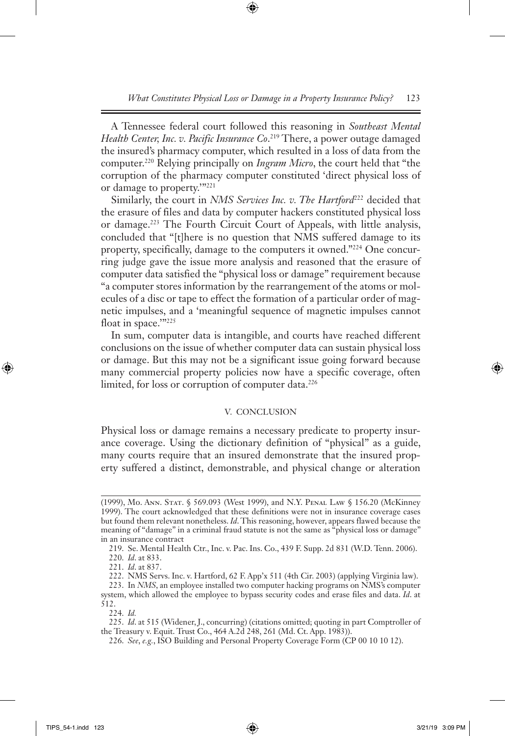A Tennessee federal court followed this reasoning in *Southeast Mental Health Center, Inc. v. Pacific Insurance Co*.[219] There, a power outage damaged the insured's pharmacy computer, which resulted in a loss of data from the computer.[220] Relying principally on *Ingram Micro*, the court held that "the corruption of the pharmacy computer constituted 'direct physical loss of or damage to property.'"[221]

Similarly, the court in *NMS Services Inc. v. The Hartford*[222] decided that the erasure of files and data by computer hackers constituted physical loss or damage.[223] The Fourth Circuit Court of Appeals, with little analysis, concluded that "[t]here is no question that NMS suffered damage to its property, specifically, damage to the computers it owned."[224] One concurring judge gave the issue more analysis and reasoned that the erasure of computer data satisfied the "physical loss or damage" requirement because "a computer stores information by the rearrangement of the atoms or molecules of a disc or tape to effect the formation of a particular order of magnetic impulses, and a 'meaningful sequence of magnetic impulses cannot float in space.'"[225]

In sum, computer data is intangible, and courts have reached different conclusions on the issue of whether computer data can sustain physical loss or damage. But this may not be a significant issue going forward because many commercial property policies now have a specific coverage, often limited, for loss or corruption of computer data.[226]

## V. CONCLUSION

Physical loss or damage remains a necessary predicate to property insurance coverage. Using the dictionary definition of "physical" as a guide, many courts require that an insured demonstrate that the insured property suffered a distinct, demonstrable, and physical change or alteration

---

(1999), Mo. Ann. Stat. § 569.093 (West 1999), and N.Y. Penal Law § 156.20 (McKinney 1999). The court acknowledged that these definitions were not in insurance coverage cases but found them relevant nonetheless. *Id*. This reasoning, however, appears flawed because the meaning of "damage" in a criminal fraud statute is not the same as "physical loss or damage" in an insurance contract

219. Se. Mental Health Ctr., Inc. v. Pac. Ins. Co., 439 F. Supp. 2d 831 (W.D. Tenn. 2006).

220. *Id*. at 833.

221. *Id*. at 837.

222. NMS Servs. Inc. v. Hartford, 62 F. App'x 511 (4th Cir. 2003) (applying Virginia law).

223. In *NMS*, an employee installed two computer hacking programs on NMS's computer system, which allowed the employee to bypass security codes and erase files and data. *Id*. at 512.

224. *Id.*

225. *Id*. at 515 (Widener, J., concurring) (citations omitted; quoting in part Comptroller of the Treasury v. Equit. Trust Co., 464 A.2d 248, 261 (Md. Ct. App. 1983)).

226. *See*, *e.g.*, ISO Building and Personal Property Coverage Form (CP 00 10 10 12).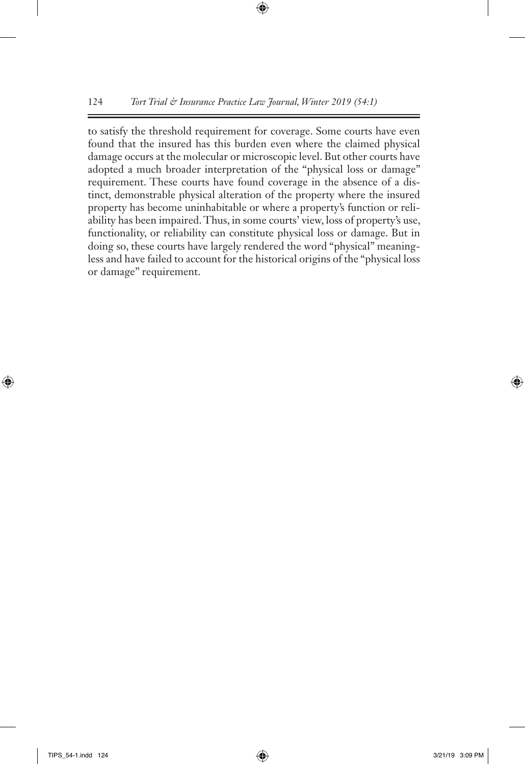to satisfy the threshold requirement for coverage. Some courts have even found that the insured has this burden even where the claimed physical damage occurs at the molecular or microscopic level. But other courts have adopted a much broader interpretation of the "physical loss or damage" requirement. These courts have found coverage in the absence of a distinct, demonstrable physical alteration of the property where the insured property has become uninhabitable or where a property's function or reliability has been impaired. Thus, in some courts' view, loss of property's use, functionality, or reliability can constitute physical loss or damage. But in doing so, these courts have largely rendered the word "physical" meaningless and have failed to account for the historical origins of the "physical loss or damage" requirement.